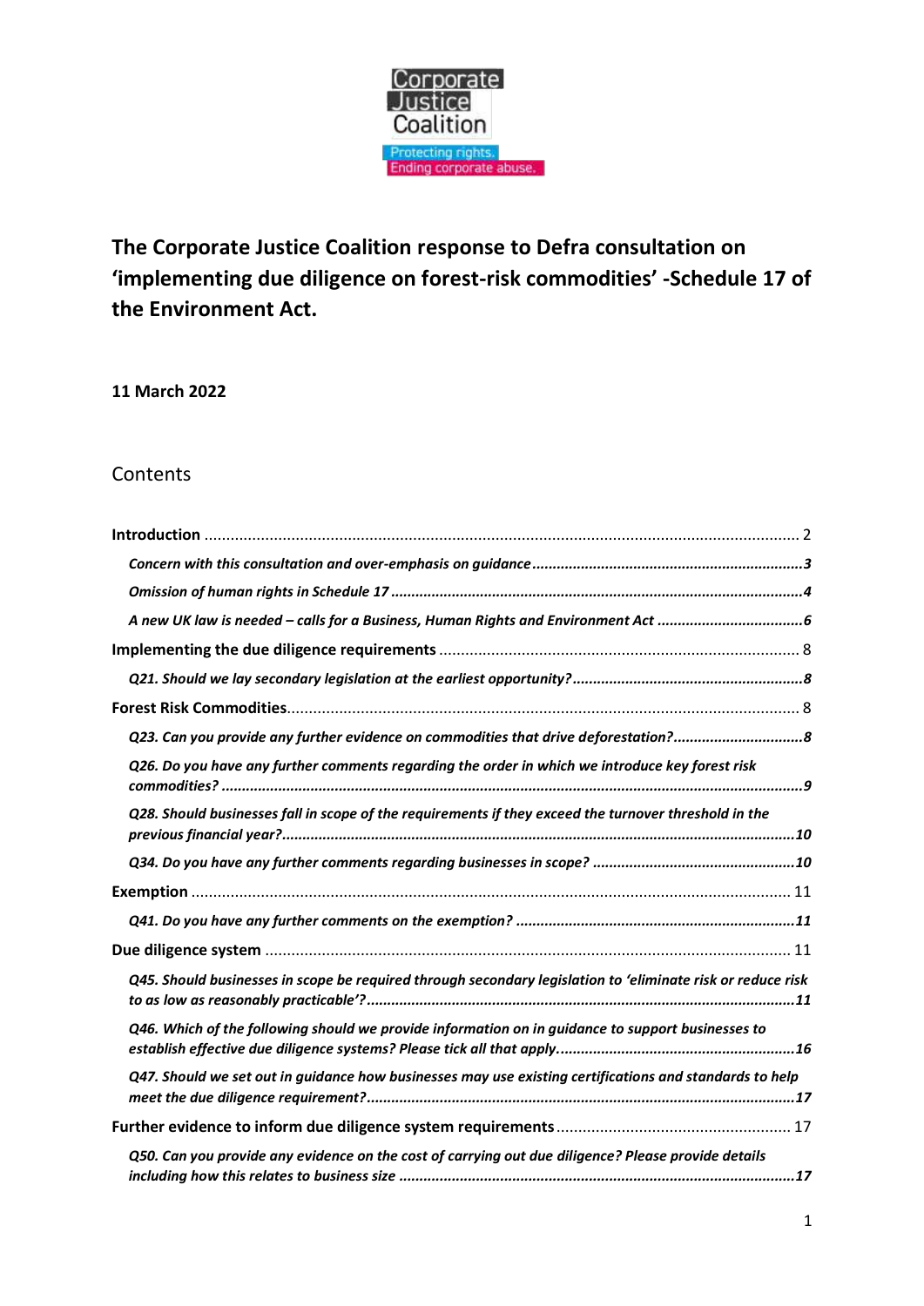Corporate Justice Coalition

Protecting rights. Ending corporate abuse.

# The Corporate Justice Coalition response to Defra consultation on 'implementing due diligence on forest-risk commodities' -Schedule 17 of the Environment Act.

**11 March 2022**

## Contents

**Introduction** ........................................................................................................................................ 2

*Concern with this consultation and over-emphasis on guidance* ..................................................................3

*Omission of human rights in Schedule 17* ....................................................................................................4

*A new UK law is needed – calls for a Business, Human Rights and Environment Act* ...................................6

**Implementing the due diligence requirements** .................................................................................. 8

*Q21. Should we lay secondary legislation at the earliest opportunity?*........................................................8

**Forest Risk Commodities**.................................................................................................................... 8

*Q23. Can you provide any further evidence on commodities that drive deforestation?*...............................8

*Q26. Do you have any further comments regarding the order in which we introduce key forest risk commodities?* .............................................................................................................................................9

*Q28. Should businesses fall in scope of the requirements if they exceed the turnover threshold in the previous financial year?*............................................................................................................................10

*Q34. Do you have any further comments regarding businesses in scope?* .................................................10

**Exemption** ........................................................................................................................................ 11

*Q41. Do you have any further comments on the exemption?* ....................................................................11

**Due diligence system** ........................................................................................................................ 11

*Q45. Should businesses in scope be required through secondary legislation to 'eliminate risk or reduce risk to as low as reasonably practicable'?*........................................................................................................11

*Q46. Which of the following should we provide information on in guidance to support businesses to establish effective due diligence systems? Please tick all that apply*..........................................................16

*Q47. Should we set out in guidance how businesses may use existing certifications and standards to help meet the due diligence requirement?*.......................................................................................................17

**Further evidence to inform due diligence system requirements**...................................................... 17

*Q50. Can you provide any evidence on the cost of carrying out due diligence? Please provide details including how this relates to business size* ................................................................................................17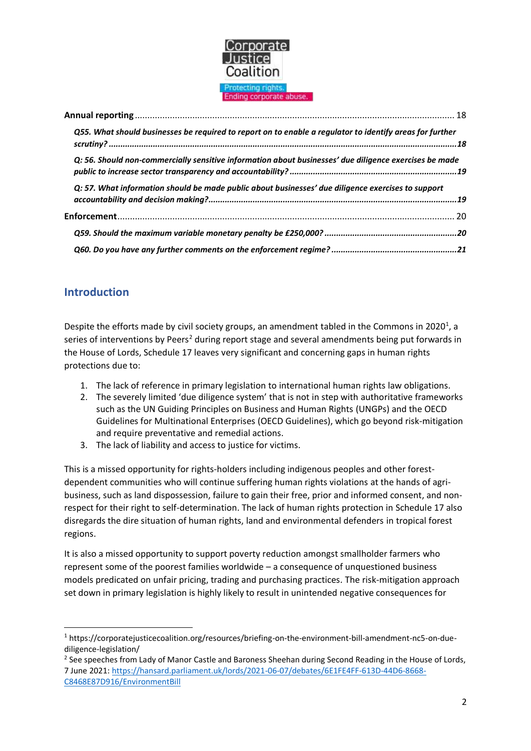**Annual reporting** ........................................................................................................................ 18

*Q55. What should businesses be required to report on to enable a regulator to identify areas for further scrutiny?* ..........................................................................................................................**18**

*Q: 56. Should non-commercially sensitive information about businesses' due diligence exercises be made public to increase sector transparency and accountability?* ..........................................................**19**

*Q: 57. What information should be made public about businesses' due diligence exercises to support accountability and decision making?* ..........................................................................................**19**

**Enforcement** ................................................................................................................................ 20

*Q59. Should the maximum variable monetary penalty be £250,000?* ..............................................**20**

*Q60. Do you have any further comments on the enforcement regime?* ..............................................**21**

## Introduction

Despite the efforts made by civil society groups, an amendment tabled in the Commons in 2020[1], a series of interventions by Peers[2] during report stage and several amendments being put forwards in the House of Lords, Schedule 17 leaves very significant and concerning gaps in human rights protections due to:

1. The lack of reference in primary legislation to international human rights law obligations.
2. The severely limited 'due diligence system' that is not in step with authoritative frameworks such as the UN Guiding Principles on Business and Human Rights (UNGPs) and the OECD Guidelines for Multinational Enterprises (OECD Guidelines), which go beyond risk-mitigation and require preventative and remedial actions.
3. The lack of liability and access to justice for victims.

This is a missed opportunity for rights-holders including indigenous peoples and other forest-dependent communities who will continue suffering human rights violations at the hands of agri-business, such as land dispossession, failure to gain their free, prior and informed consent, and non-respect for their right to self-determination. The lack of human rights protection in Schedule 17 also disregards the dire situation of human rights, land and environmental defenders in tropical forest regions.

It is also a missed opportunity to support poverty reduction amongst smallholder farmers who represent some of the poorest families worldwide – a consequence of unquestioned business models predicated on unfair pricing, trading and purchasing practices. The risk-mitigation approach set down in primary legislation is highly likely to result in unintended negative consequences for

[1] https://corporatejusticecoalition.org/resources/briefing-on-the-environment-bill-amendment-nc5-on-due-diligence-legislation/

[2] See speeches from Lady of Manor Castle and Baroness Sheehan during Second Reading in the House of Lords, 7 June 2021: https://hansard.parliament.uk/lords/2021-06-07/debates/6E1FE4FF-613D-44D6-8668-C8468E87D916/EnvironmentBill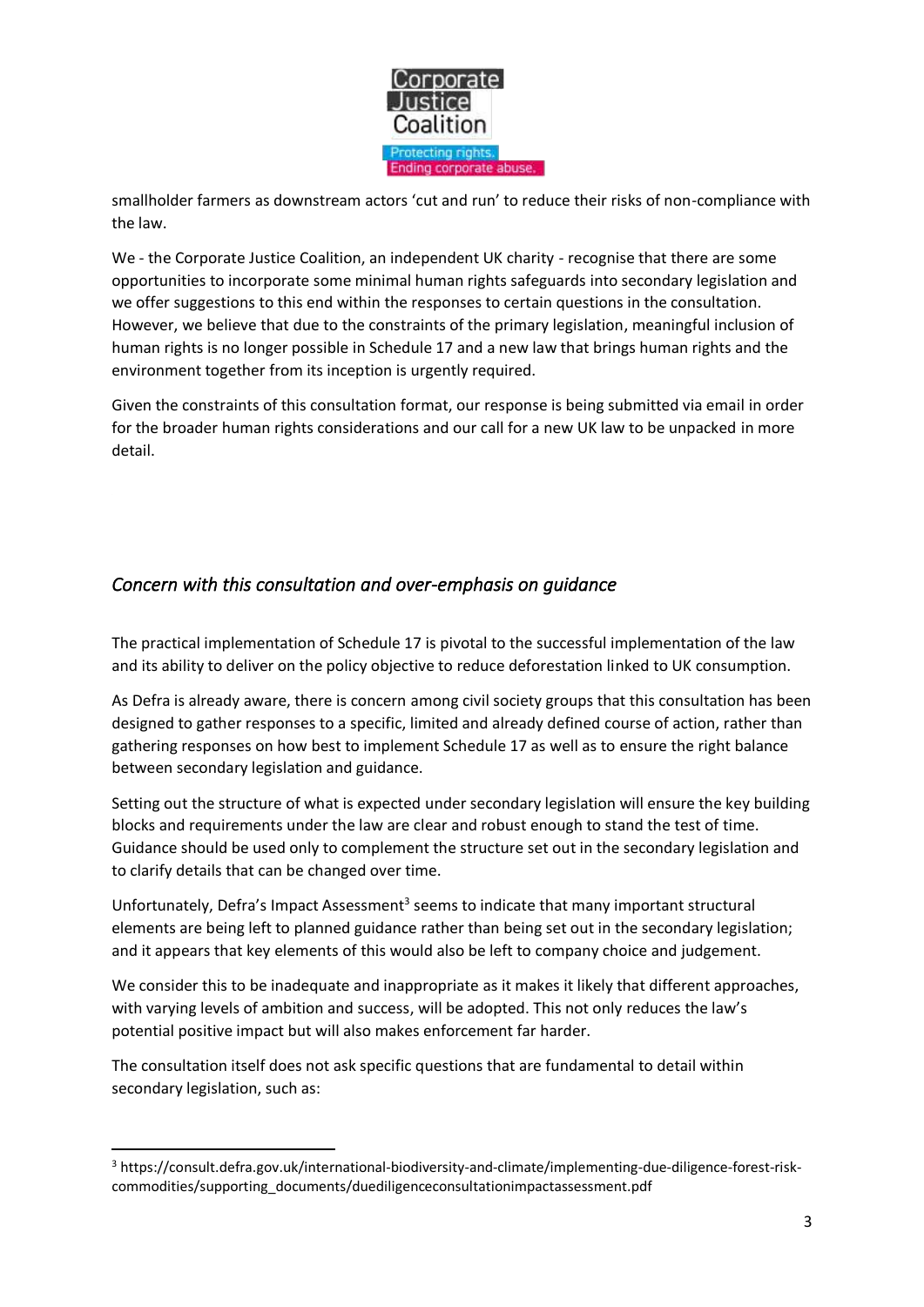smallholder farmers as downstream actors 'cut and run' to reduce their risks of non-compliance with the law.

We - the Corporate Justice Coalition, an independent UK charity - recognise that there are some opportunities to incorporate some minimal human rights safeguards into secondary legislation and we offer suggestions to this end within the responses to certain questions in the consultation. However, we believe that due to the constraints of the primary legislation, meaningful inclusion of human rights is no longer possible in Schedule 17 and a new law that brings human rights and the environment together from its inception is urgently required.

Given the constraints of this consultation format, our response is being submitted via email in order for the broader human rights considerations and our call for a new UK law to be unpacked in more detail.

## *Concern with this consultation and over-emphasis on guidance*

The practical implementation of Schedule 17 is pivotal to the successful implementation of the law and its ability to deliver on the policy objective to reduce deforestation linked to UK consumption.

As Defra is already aware, there is concern among civil society groups that this consultation has been designed to gather responses to a specific, limited and already defined course of action, rather than gathering responses on how best to implement Schedule 17 as well as to ensure the right balance between secondary legislation and guidance.

Setting out the structure of what is expected under secondary legislation will ensure the key building blocks and requirements under the law are clear and robust enough to stand the test of time. Guidance should be used only to complement the structure set out in the secondary legislation and to clarify details that can be changed over time.

Unfortunately, Defra's Impact Assessment[3] seems to indicate that many important structural elements are being left to planned guidance rather than being set out in the secondary legislation; and it appears that key elements of this would also be left to company choice and judgement.

We consider this to be inadequate and inappropriate as it makes it likely that different approaches, with varying levels of ambition and success, will be adopted. This not only reduces the law's potential positive impact but will also makes enforcement far harder.

The consultation itself does not ask specific questions that are fundamental to detail within secondary legislation, such as:

[3] https://consult.defra.gov.uk/international-biodiversity-and-climate/implementing-due-diligence-forest-risk-commodities/supporting_documents/duediligenceconsultationimpactassessment.pdf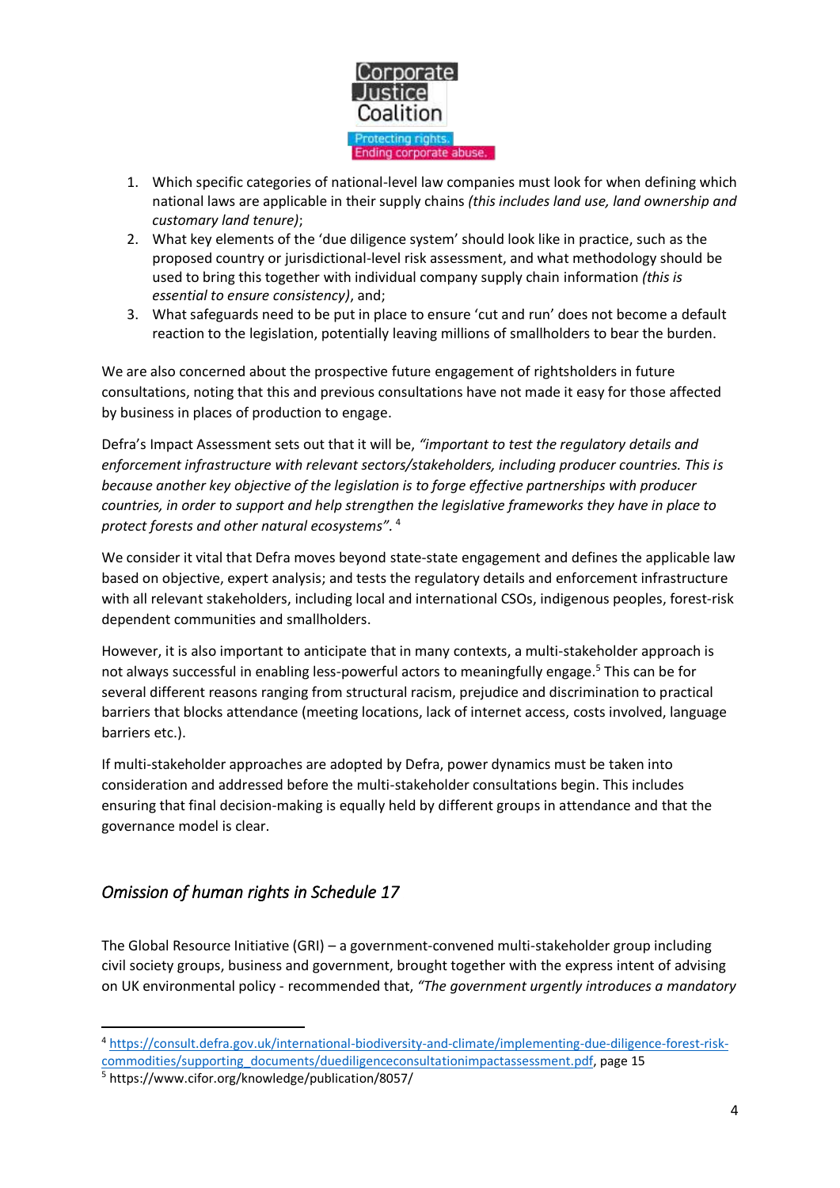1. Which specific categories of national-level law companies must look for when defining which national laws are applicable in their supply chains *(this includes land use, land ownership and customary land tenure)*;
2. What key elements of the 'due diligence system' should look like in practice, such as the proposed country or jurisdictional-level risk assessment, and what methodology should be used to bring this together with individual company supply chain information *(this is essential to ensure consistency)*, and;
3. What safeguards need to be put in place to ensure 'cut and run' does not become a default reaction to the legislation, potentially leaving millions of smallholders to bear the burden.

We are also concerned about the prospective future engagement of rightsholders in future consultations, noting that this and previous consultations have not made it easy for those affected by business in places of production to engage.

Defra's Impact Assessment sets out that it will be, *"important to test the regulatory details and enforcement infrastructure with relevant sectors/stakeholders, including producer countries. This is because another key objective of the legislation is to forge effective partnerships with producer countries, in order to support and help strengthen the legislative frameworks they have in place to protect forests and other natural ecosystems"*. [4]

We consider it vital that Defra moves beyond state-state engagement and defines the applicable law based on objective, expert analysis; and tests the regulatory details and enforcement infrastructure with all relevant stakeholders, including local and international CSOs, indigenous peoples, forest-risk dependent communities and smallholders.

However, it is also important to anticipate that in many contexts, a multi-stakeholder approach is not always successful in enabling less-powerful actors to meaningfully engage.[5] This can be for several different reasons ranging from structural racism, prejudice and discrimination to practical barriers that blocks attendance (meeting locations, lack of internet access, costs involved, language barriers etc.).

If multi-stakeholder approaches are adopted by Defra, power dynamics must be taken into consideration and addressed before the multi-stakeholder consultations begin. This includes ensuring that final decision-making is equally held by different groups in attendance and that the governance model is clear.

## *Omission of human rights in Schedule 17*

The Global Resource Initiative (GRI) – a government-convened multi-stakeholder group including civil society groups, business and government, brought together with the express intent of advising on UK environmental policy - recommended that, *"The government urgently introduces a mandatory*

---

[4] https://consult.defra.gov.uk/international-biodiversity-and-climate/implementing-due-diligence-forest-risk-commodities/supporting_documents/duediligenceconsultationimpactassessment.pdf, page 15

[5] https://www.cifor.org/knowledge/publication/8057/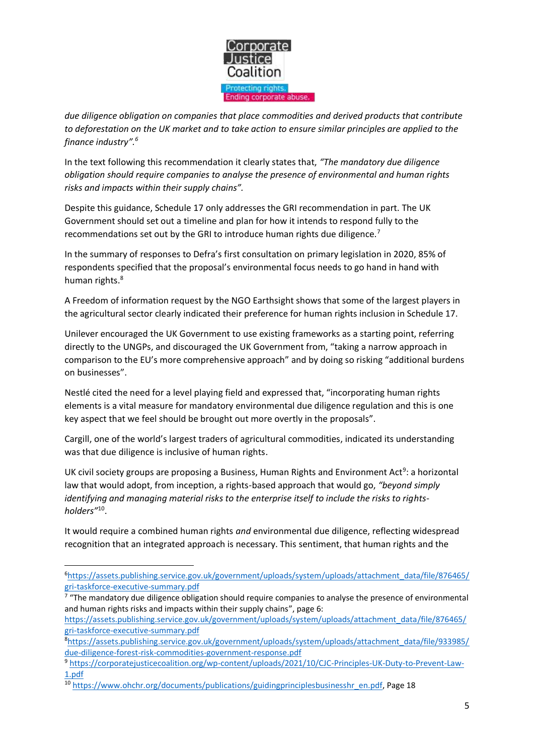*due diligence obligation on companies that place commodities and derived products that contribute to deforestation on the UK market and to take action to ensure similar principles are applied to the finance industry".*[6]

In the text following this recommendation it clearly states that, *"The mandatory due diligence obligation should require companies to analyse the presence of environmental and human rights risks and impacts within their supply chains".*

Despite this guidance, Schedule 17 only addresses the GRI recommendation in part. The UK Government should set out a timeline and plan for how it intends to respond fully to the recommendations set out by the GRI to introduce human rights due diligence.[7]

In the summary of responses to Defra's first consultation on primary legislation in 2020, 85% of respondents specified that the proposal's environmental focus needs to go hand in hand with human rights.[8]

A Freedom of information request by the NGO Earthsight shows that some of the largest players in the agricultural sector clearly indicated their preference for human rights inclusion in Schedule 17.

Unilever encouraged the UK Government to use existing frameworks as a starting point, referring directly to the UNGPs, and discouraged the UK Government from, "taking a narrow approach in comparison to the EU's more comprehensive approach" and by doing so risking "additional burdens on businesses".

Nestlé cited the need for a level playing field and expressed that, "incorporating human rights elements is a vital measure for mandatory environmental due diligence regulation and this is one key aspect that we feel should be brought out more overtly in the proposals".

Cargill, one of the world's largest traders of agricultural commodities, indicated its understanding was that due diligence is inclusive of human rights.

UK civil society groups are proposing a Business, Human Rights and Environment Act[9]: a horizontal law that would adopt, from inception, a rights-based approach that would go, *"beyond simply identifying and managing material risks to the enterprise itself to include the risks to rights-holders"*[10].

It would require a combined human rights *and* environmental due diligence, reflecting widespread recognition that an integrated approach is necessary. This sentiment, that human rights and the

---

[6] https://assets.publishing.service.gov.uk/government/uploads/system/uploads/attachment_data/file/876465/gri-taskforce-executive-summary.pdf

[7] "The mandatory due diligence obligation should require companies to analyse the presence of environmental and human rights risks and impacts within their supply chains", page 6: https://assets.publishing.service.gov.uk/government/uploads/system/uploads/attachment_data/file/876465/gri-taskforce-executive-summary.pdf

[8] https://assets.publishing.service.gov.uk/government/uploads/system/uploads/attachment_data/file/933985/due-diligence-forest-risk-commodities-government-response.pdf

[9] https://corporatejusticecoalition.org/wp-content/uploads/2021/10/CJC-Principles-UK-Duty-to-Prevent-Law-1.pdf

[10] https://www.ohchr.org/documents/publications/guidingprinciplesbusinesshr_en.pdf, Page 18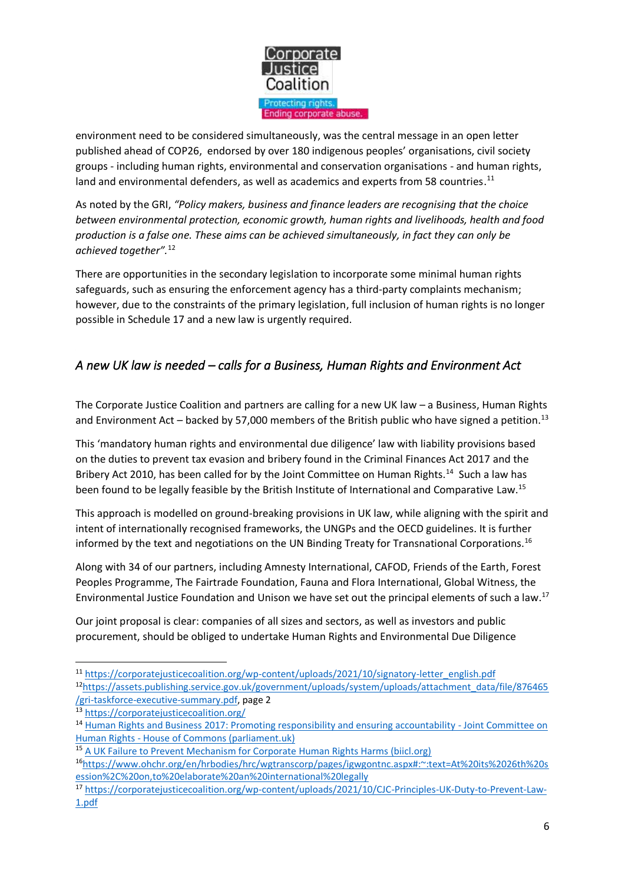environment need to be considered simultaneously, was the central message in an open letter published ahead of COP26, endorsed by over 180 indigenous peoples' organisations, civil society groups - including human rights, environmental and conservation organisations - and human rights, land and environmental defenders, as well as academics and experts from 58 countries.[11]

As noted by the GRI, *"Policy makers, business and finance leaders are recognising that the choice between environmental protection, economic growth, human rights and livelihoods, health and food production is a false one. These aims can be achieved simultaneously, in fact they can only be achieved together".*[12]

There are opportunities in the secondary legislation to incorporate some minimal human rights safeguards, such as ensuring the enforcement agency has a third-party complaints mechanism; however, due to the constraints of the primary legislation, full inclusion of human rights is no longer possible in Schedule 17 and a new law is urgently required.

## *A new UK law is needed – calls for a Business, Human Rights and Environment Act*

The Corporate Justice Coalition and partners are calling for a new UK law – a Business, Human Rights and Environment Act – backed by 57,000 members of the British public who have signed a petition.[13]

This 'mandatory human rights and environmental due diligence' law with liability provisions based on the duties to prevent tax evasion and bribery found in the Criminal Finances Act 2017 and the Bribery Act 2010, has been called for by the Joint Committee on Human Rights.[14] Such a law has been found to be legally feasible by the British Institute of International and Comparative Law.[15]

This approach is modelled on ground-breaking provisions in UK law, while aligning with the spirit and intent of internationally recognised frameworks, the UNGPs and the OECD guidelines. It is further informed by the text and negotiations on the UN Binding Treaty for Transnational Corporations.[16]

Along with 34 of our partners, including Amnesty International, CAFOD, Friends of the Earth, Forest Peoples Programme, The Fairtrade Foundation, Fauna and Flora International, Global Witness, the Environmental Justice Foundation and Unison we have set out the principal elements of such a law.[17]

Our joint proposal is clear: companies of all sizes and sectors, as well as investors and public procurement, should be obliged to undertake Human Rights and Environmental Due Diligence

---

[11] https://corporatejusticecoalition.org/wp-content/uploads/2021/10/signatory-letter_english.pdf

[12] https://assets.publishing.service.gov.uk/government/uploads/system/uploads/attachment_data/file/876465/gri-taskforce-executive-summary.pdf, page 2

[13] https://corporatejusticecoalition.org/

[14] Human Rights and Business 2017: Promoting responsibility and ensuring accountability - Joint Committee on Human Rights - House of Commons (parliament.uk)

[15] A UK Failure to Prevent Mechanism for Corporate Human Rights Harms (biicl.org)

[16] https://www.ohchr.org/en/hrbodies/hrc/wgtranscorp/pages/igwgontnc.aspx#:~:text=At%20its%2026th%20session%2C%20on,to%20elaborate%20an%20international%20legally

[17] https://corporatejusticecoalition.org/wp-content/uploads/2021/10/CJC-Principles-UK-Duty-to-Prevent-Law-1.pdf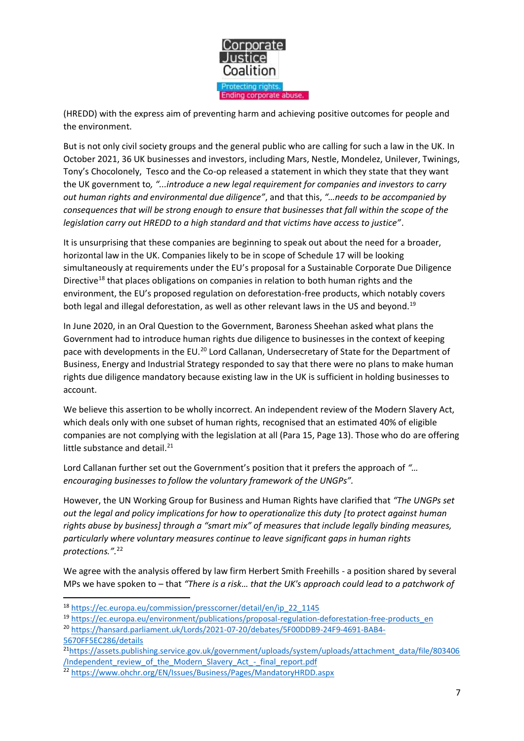(HREDD) with the express aim of preventing harm and achieving positive outcomes for people and the environment.

But is not only civil society groups and the general public who are calling for such a law in the UK. In October 2021, 36 UK businesses and investors, including Mars, Nestle, Mondelez, Unilever, Twinings, Tony's Chocolonely, Tesco and the Co-op released a statement in which they state that they want the UK government to, *"...introduce a new legal requirement for companies and investors to carry out human rights and environmental due diligence"*, and that this, *"…needs to be accompanied by consequences that will be strong enough to ensure that businesses that fall within the scope of the legislation carry out HREDD to a high standard and that victims have access to justice"*.

It is unsurprising that these companies are beginning to speak out about the need for a broader, horizontal law in the UK. Companies likely to be in scope of Schedule 17 will be looking simultaneously at requirements under the EU's proposal for a Sustainable Corporate Due Diligence Directive[18] that places obligations on companies in relation to both human rights and the environment, the EU's proposed regulation on deforestation-free products, which notably covers both legal and illegal deforestation, as well as other relevant laws in the US and beyond.[19]

In June 2020, in an Oral Question to the Government, Baroness Sheehan asked what plans the Government had to introduce human rights due diligence to businesses in the context of keeping pace with developments in the EU.[20] Lord Callanan, Undersecretary of State for the Department of Business, Energy and Industrial Strategy responded to say that there were no plans to make human rights due diligence mandatory because existing law in the UK is sufficient in holding businesses to account.

We believe this assertion to be wholly incorrect. An independent review of the Modern Slavery Act, which deals only with one subset of human rights, recognised that an estimated 40% of eligible companies are not complying with the legislation at all (Para 15, Page 13). Those who do are offering little substance and detail.[21]

Lord Callanan further set out the Government's position that it prefers the approach of *"… encouraging businesses to follow the voluntary framework of the UNGPs".*

However, the UN Working Group for Business and Human Rights have clarified that *"The UNGPs set out the legal and policy implications for how to operationalize this duty [to protect against human rights abuse by business] through a "smart mix" of measures that include legally binding measures, particularly where voluntary measures continue to leave significant gaps in human rights protections.".*[22]

We agree with the analysis offered by law firm Herbert Smith Freehills - a position shared by several MPs we have spoken to – that *"There is a risk… that the UK's approach could lead to a patchwork of*

---

[18] https://ec.europa.eu/commission/presscorner/detail/en/ip_22_1145

[19] https://ec.europa.eu/environment/publications/proposal-regulation-deforestation-free-products_en

[20] https://hansard.parliament.uk/Lords/2021-07-20/debates/5F00DDB9-24F9-4691-BAB4-5670FF5EC286/details

[21] https://assets.publishing.service.gov.uk/government/uploads/system/uploads/attachment_data/file/803406/Independent_review_of_the_Modern_Slavery_Act_-_final_report.pdf

[22] https://www.ohchr.org/EN/Issues/Business/Pages/MandatoryHRDD.aspx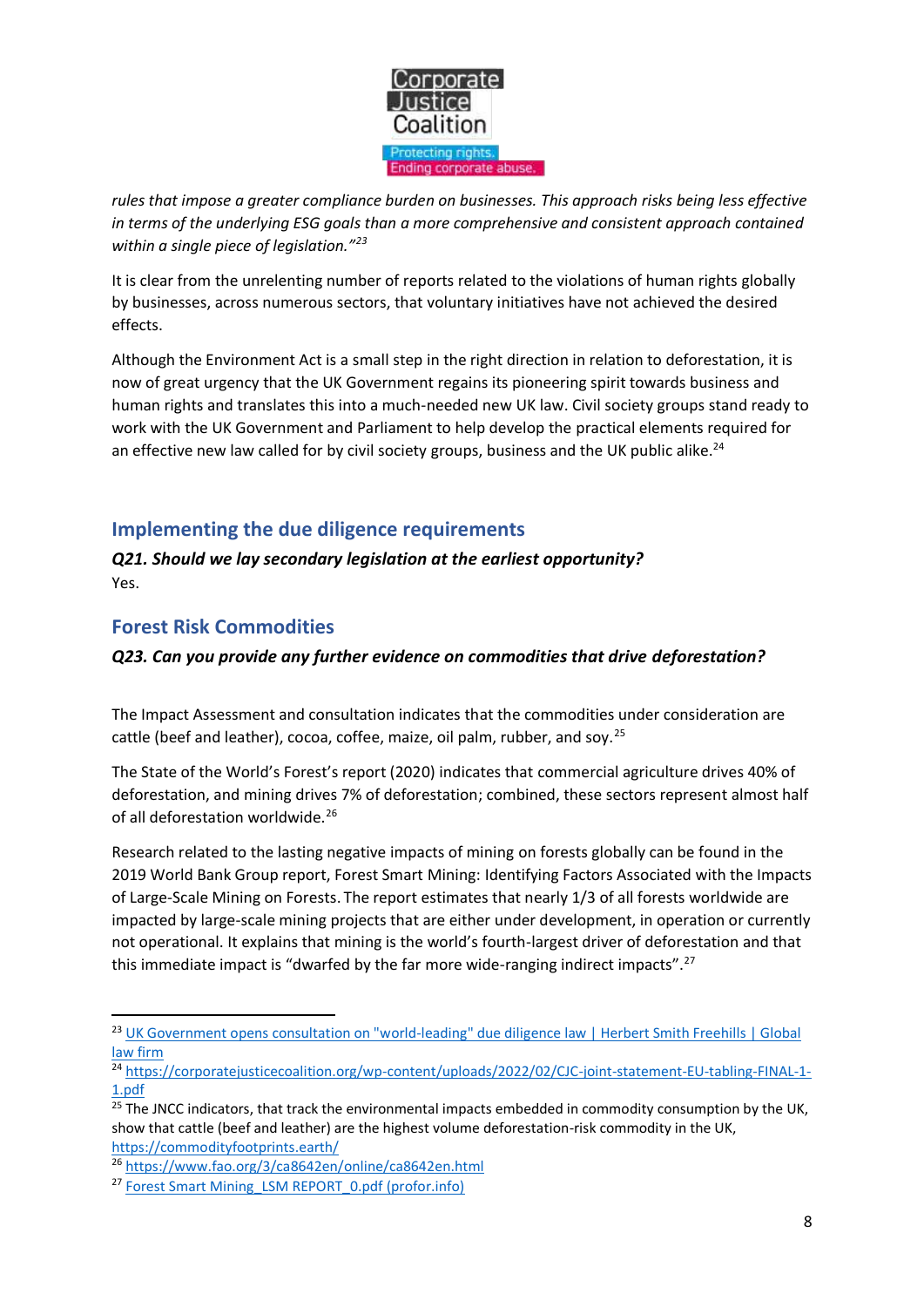*rules that impose a greater compliance burden on businesses. This approach risks being less effective in terms of the underlying ESG goals than a more comprehensive and consistent approach contained within a single piece of legislation."*[23]

It is clear from the unrelenting number of reports related to the violations of human rights globally by businesses, across numerous sectors, that voluntary initiatives have not achieved the desired effects.

Although the Environment Act is a small step in the right direction in relation to deforestation, it is now of great urgency that the UK Government regains its pioneering spirit towards business and human rights and translates this into a much-needed new UK law. Civil society groups stand ready to work with the UK Government and Parliament to help develop the practical elements required for an effective new law called for by civil society groups, business and the UK public alike.[24]

## Implementing the due diligence requirements

***Q21. Should we lay secondary legislation at the earliest opportunity?***

Yes.

## Forest Risk Commodities

***Q23. Can you provide any further evidence on commodities that drive deforestation?***

The Impact Assessment and consultation indicates that the commodities under consideration are cattle (beef and leather), cocoa, coffee, maize, oil palm, rubber, and soy.[25]

The State of the World's Forest's report (2020) indicates that commercial agriculture drives 40% of deforestation, and mining drives 7% of deforestation; combined, these sectors represent almost half of all deforestation worldwide.[26]

Research related to the lasting negative impacts of mining on forests globally can be found in the 2019 World Bank Group report, Forest Smart Mining: Identifying Factors Associated with the Impacts of Large-Scale Mining on Forests. The report estimates that nearly 1/3 of all forests worldwide are impacted by large-scale mining projects that are either under development, in operation or currently not operational. It explains that mining is the world's fourth-largest driver of deforestation and that this immediate impact is "dwarfed by the far more wide-ranging indirect impacts".[27]

---

[23] UK Government opens consultation on "world-leading" due diligence law | Herbert Smith Freehills | Global law firm

[24] https://corporatejusticecoalition.org/wp-content/uploads/2022/02/CJC-joint-statement-EU-tabling-FINAL-1-1.pdf

[25] The JNCC indicators, that track the environmental impacts embedded in commodity consumption by the UK, show that cattle (beef and leather) are the highest volume deforestation-risk commodity in the UK, https://commodityfootprints.earth/

[26] https://www.fao.org/3/ca8642en/online/ca8642en.html

[27] Forest Smart Mining_LSM REPORT_0.pdf (profor.info)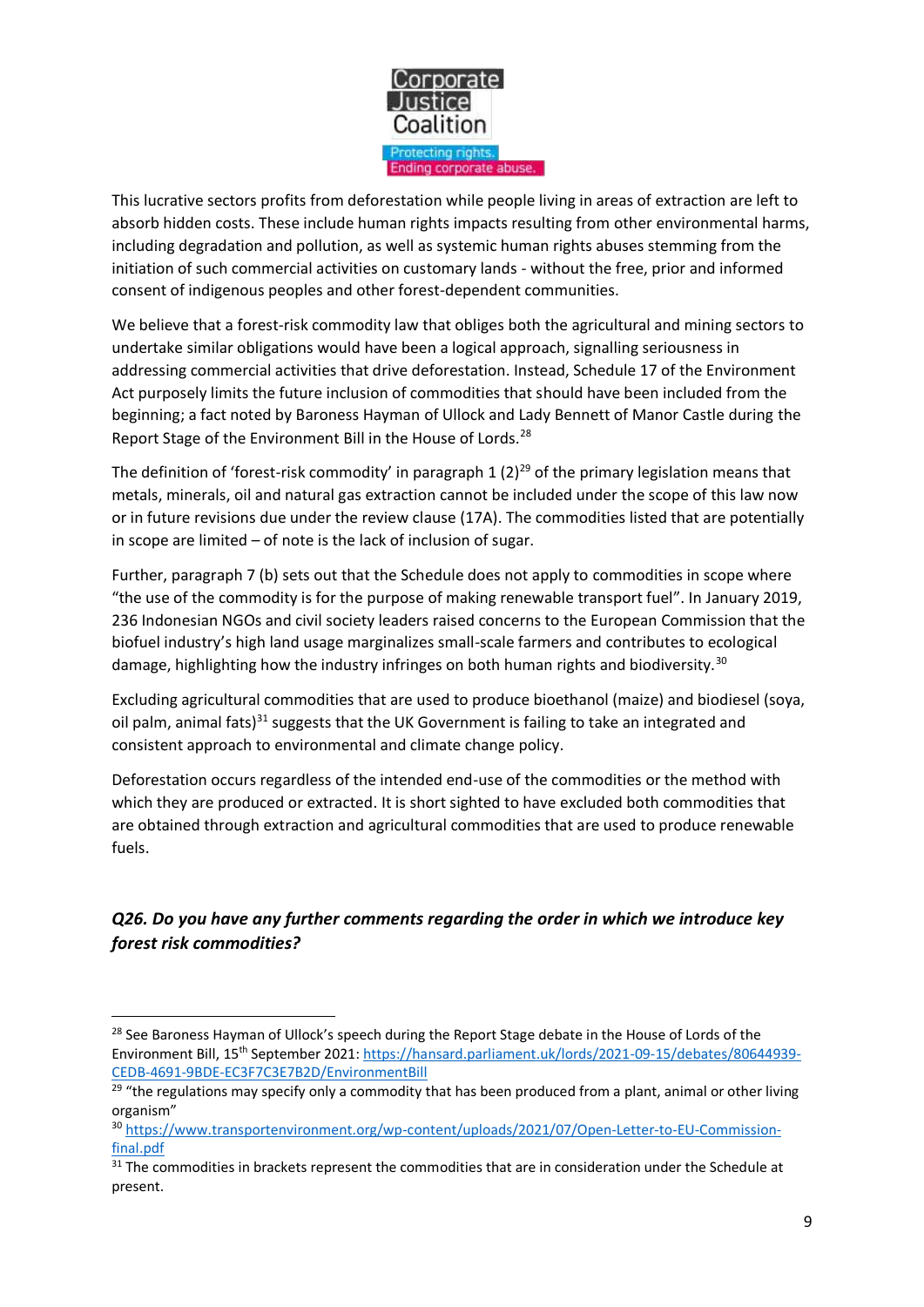This lucrative sectors profits from deforestation while people living in areas of extraction are left to absorb hidden costs. These include human rights impacts resulting from other environmental harms, including degradation and pollution, as well as systemic human rights abuses stemming from the initiation of such commercial activities on customary lands - without the free, prior and informed consent of indigenous peoples and other forest-dependent communities.

We believe that a forest-risk commodity law that obliges both the agricultural and mining sectors to undertake similar obligations would have been a logical approach, signalling seriousness in addressing commercial activities that drive deforestation. Instead, Schedule 17 of the Environment Act purposely limits the future inclusion of commodities that should have been included from the beginning; a fact noted by Baroness Hayman of Ullock and Lady Bennett of Manor Castle during the Report Stage of the Environment Bill in the House of Lords.[28]

The definition of 'forest-risk commodity' in paragraph 1 (2)[29] of the primary legislation means that metals, minerals, oil and natural gas extraction cannot be included under the scope of this law now or in future revisions due under the review clause (17A). The commodities listed that are potentially in scope are limited – of note is the lack of inclusion of sugar.

Further, paragraph 7 (b) sets out that the Schedule does not apply to commodities in scope where "the use of the commodity is for the purpose of making renewable transport fuel". In January 2019, 236 Indonesian NGOs and civil society leaders raised concerns to the European Commission that the biofuel industry's high land usage marginalizes small-scale farmers and contributes to ecological damage, highlighting how the industry infringes on both human rights and biodiversity.[30]

Excluding agricultural commodities that are used to produce bioethanol (maize) and biodiesel (soya, oil palm, animal fats)[31] suggests that the UK Government is failing to take an integrated and consistent approach to environmental and climate change policy.

Deforestation occurs regardless of the intended end-use of the commodities or the method with which they are produced or extracted. It is short sighted to have excluded both commodities that are obtained through extraction and agricultural commodities that are used to produce renewable fuels.

### *Q26. Do you have any further comments regarding the order in which we introduce key forest risk commodities?*

---

[28] See Baroness Hayman of Ullock's speech during the Report Stage debate in the House of Lords of the Environment Bill, 15th September 2021: https://hansard.parliament.uk/lords/2021-09-15/debates/80644939-CEDB-4691-9BDE-EC3F7C3E7B2D/EnvironmentBill

[29] "the regulations may specify only a commodity that has been produced from a plant, animal or other living organism"

[30] https://www.transportenvironment.org/wp-content/uploads/2021/07/Open-Letter-to-EU-Commission-final.pdf

[31] The commodities in brackets represent the commodities that are in consideration under the Schedule at present.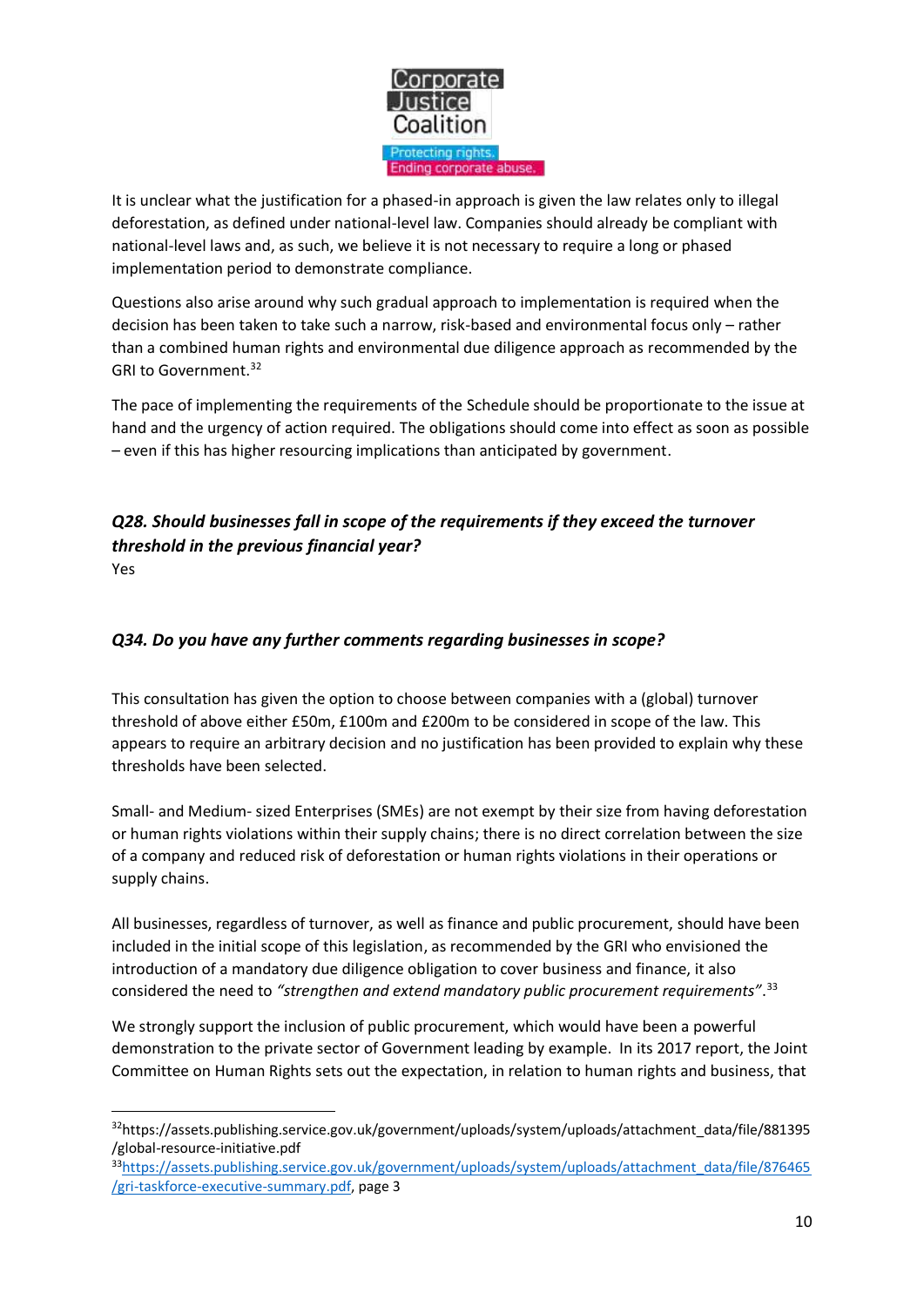It is unclear what the justification for a phased-in approach is given the law relates only to illegal deforestation, as defined under national-level law. Companies should already be compliant with national-level laws and, as such, we believe it is not necessary to require a long or phased implementation period to demonstrate compliance.

Questions also arise around why such gradual approach to implementation is required when the decision has been taken to take such a narrow, risk-based and environmental focus only – rather than a combined human rights and environmental due diligence approach as recommended by the GRI to Government.[32]

The pace of implementing the requirements of the Schedule should be proportionate to the issue at hand and the urgency of action required. The obligations should come into effect as soon as possible – even if this has higher resourcing implications than anticipated by government.

***Q28. Should businesses fall in scope of the requirements if they exceed the turnover threshold in the previous financial year?***

Yes

***Q34. Do you have any further comments regarding businesses in scope?***

This consultation has given the option to choose between companies with a (global) turnover threshold of above either £50m, £100m and £200m to be considered in scope of the law. This appears to require an arbitrary decision and no justification has been provided to explain why these thresholds have been selected.

Small- and Medium- sized Enterprises (SMEs) are not exempt by their size from having deforestation or human rights violations within their supply chains; there is no direct correlation between the size of a company and reduced risk of deforestation or human rights violations in their operations or supply chains.

All businesses, regardless of turnover, as well as finance and public procurement, should have been included in the initial scope of this legislation, as recommended by the GRI who envisioned the introduction of a mandatory due diligence obligation to cover business and finance, it also considered the need to *"strengthen and extend mandatory public procurement requirements"*.[33]

We strongly support the inclusion of public procurement, which would have been a powerful demonstration to the private sector of Government leading by example. In its 2017 report, the Joint Committee on Human Rights sets out the expectation, in relation to human rights and business, that

---

[32] https://assets.publishing.service.gov.uk/government/uploads/system/uploads/attachment_data/file/881395/global-resource-initiative.pdf

[33] https://assets.publishing.service.gov.uk/government/uploads/system/uploads/attachment_data/file/876465/gri-taskforce-executive-summary.pdf, page 3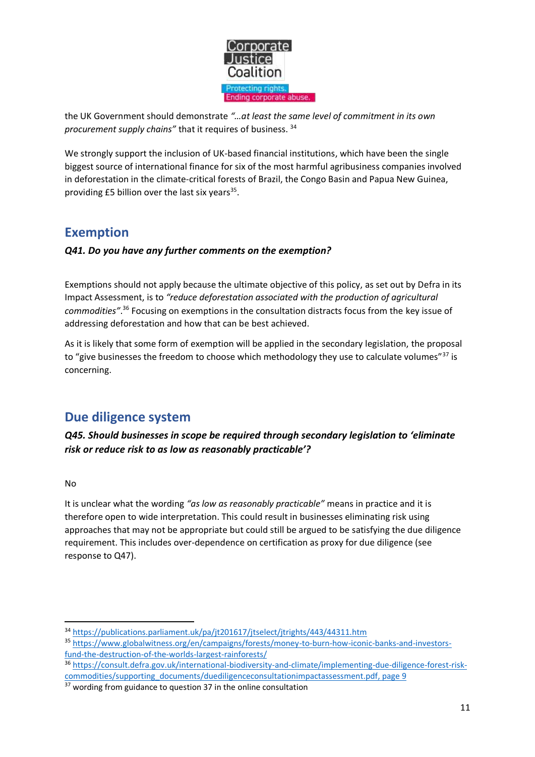the UK Government should demonstrate *"…at least the same level of commitment in its own procurement supply chains"* that it requires of business. [34]

We strongly support the inclusion of UK-based financial institutions, which have been the single biggest source of international finance for six of the most harmful agribusiness companies involved in deforestation in the climate-critical forests of Brazil, the Congo Basin and Papua New Guinea, providing £5 billion over the last six years[35].

## Exemption

***Q41. Do you have any further comments on the exemption?***

Exemptions should not apply because the ultimate objective of this policy, as set out by Defra in its Impact Assessment, is to *"reduce deforestation associated with the production of agricultural commodities"*.[36] Focusing on exemptions in the consultation distracts focus from the key issue of addressing deforestation and how that can be best achieved.

As it is likely that some form of exemption will be applied in the secondary legislation, the proposal to "give businesses the freedom to choose which methodology they use to calculate volumes"[37] is concerning.

## Due diligence system

***Q45. Should businesses in scope be required through secondary legislation to 'eliminate risk or reduce risk to as low as reasonably practicable'?***

No

It is unclear what the wording *"as low as reasonably practicable"* means in practice and it is therefore open to wide interpretation. This could result in businesses eliminating risk using approaches that may not be appropriate but could still be argued to be satisfying the due diligence requirement. This includes over-dependence on certification as proxy for due diligence (see response to Q47).

---

[34] https://publications.parliament.uk/pa/jt201617/jtselect/jtrights/443/44311.htm

[35] https://www.globalwitness.org/en/campaigns/forests/money-to-burn-how-iconic-banks-and-investors-fund-the-destruction-of-the-worlds-largest-rainforests/

[36] https://consult.defra.gov.uk/international-biodiversity-and-climate/implementing-due-diligence-forest-risk-commodities/supporting_documents/duediligenceconsultationimpactassessment.pdf, page 9

[37] wording from guidance to question 37 in the online consultation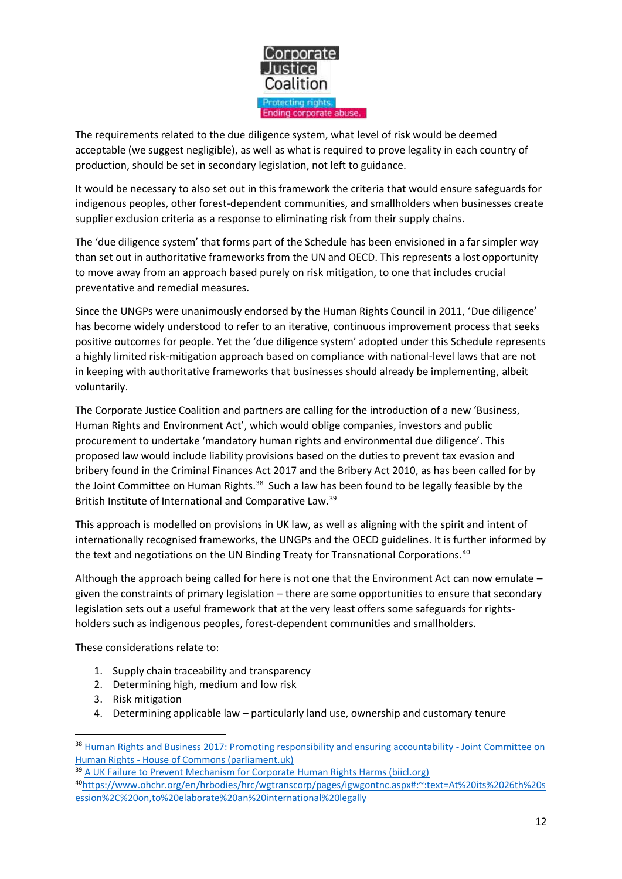The requirements related to the due diligence system, what level of risk would be deemed acceptable (we suggest negligible), as well as what is required to prove legality in each country of production, should be set in secondary legislation, not left to guidance.

It would be necessary to also set out in this framework the criteria that would ensure safeguards for indigenous peoples, other forest-dependent communities, and smallholders when businesses create supplier exclusion criteria as a response to eliminating risk from their supply chains.

The 'due diligence system' that forms part of the Schedule has been envisioned in a far simpler way than set out in authoritative frameworks from the UN and OECD. This represents a lost opportunity to move away from an approach based purely on risk mitigation, to one that includes crucial preventative and remedial measures.

Since the UNGPs were unanimously endorsed by the Human Rights Council in 2011, 'Due diligence' has become widely understood to refer to an iterative, continuous improvement process that seeks positive outcomes for people. Yet the 'due diligence system' adopted under this Schedule represents a highly limited risk-mitigation approach based on compliance with national-level laws that are not in keeping with authoritative frameworks that businesses should already be implementing, albeit voluntarily.

The Corporate Justice Coalition and partners are calling for the introduction of a new 'Business, Human Rights and Environment Act', which would oblige companies, investors and public procurement to undertake 'mandatory human rights and environmental due diligence'. This proposed law would include liability provisions based on the duties to prevent tax evasion and bribery found in the Criminal Finances Act 2017 and the Bribery Act 2010, as has been called for by the Joint Committee on Human Rights.[38] Such a law has been found to be legally feasible by the British Institute of International and Comparative Law.[39]

This approach is modelled on provisions in UK law, as well as aligning with the spirit and intent of internationally recognised frameworks, the UNGPs and the OECD guidelines. It is further informed by the text and negotiations on the UN Binding Treaty for Transnational Corporations.[40]

Although the approach being called for here is not one that the Environment Act can now emulate – given the constraints of primary legislation – there are some opportunities to ensure that secondary legislation sets out a useful framework that at the very least offers some safeguards for rights-holders such as indigenous peoples, forest-dependent communities and smallholders.

These considerations relate to:

1. Supply chain traceability and transparency
2. Determining high, medium and low risk
3. Risk mitigation
4. Determining applicable law – particularly land use, ownership and customary tenure

---

[38] Human Rights and Business 2017: Promoting responsibility and ensuring accountability - Joint Committee on Human Rights - House of Commons (parliament.uk)

[39] A UK Failure to Prevent Mechanism for Corporate Human Rights Harms (biicl.org)

[40] https://www.ohchr.org/en/hrbodies/hrc/wgtranscorp/pages/igwgontnc.aspx#:~:text=At%20its%2026th%20session%2C%20on,to%20elaborate%20an%20international%20legally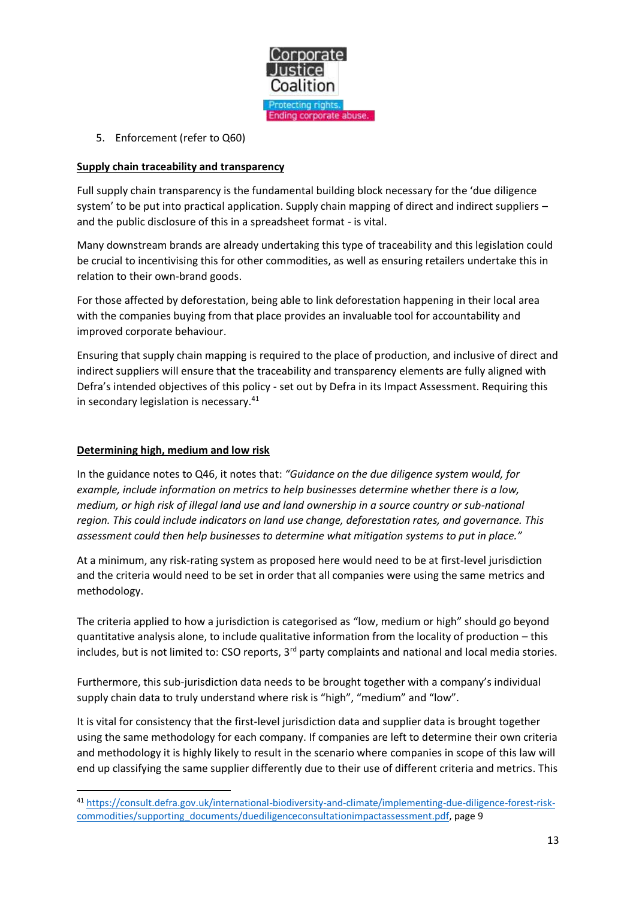5. Enforcement (refer to Q60)

**Supply chain traceability and transparency**

Full supply chain transparency is the fundamental building block necessary for the 'due diligence system' to be put into practical application. Supply chain mapping of direct and indirect suppliers – and the public disclosure of this in a spreadsheet format - is vital.

Many downstream brands are already undertaking this type of traceability and this legislation could be crucial to incentivising this for other commodities, as well as ensuring retailers undertake this in relation to their own-brand goods.

For those affected by deforestation, being able to link deforestation happening in their local area with the companies buying from that place provides an invaluable tool for accountability and improved corporate behaviour.

Ensuring that supply chain mapping is required to the place of production, and inclusive of direct and indirect suppliers will ensure that the traceability and transparency elements are fully aligned with Defra's intended objectives of this policy - set out by Defra in its Impact Assessment. Requiring this in secondary legislation is necessary.[41]

**Determining high, medium and low risk**

In the guidance notes to Q46, it notes that: *"Guidance on the due diligence system would, for example, include information on metrics to help businesses determine whether there is a low, medium, or high risk of illegal land use and land ownership in a source country or sub-national region. This could include indicators on land use change, deforestation rates, and governance. This assessment could then help businesses to determine what mitigation systems to put in place."*

At a minimum, any risk-rating system as proposed here would need to be at first-level jurisdiction and the criteria would need to be set in order that all companies were using the same metrics and methodology.

The criteria applied to how a jurisdiction is categorised as "low, medium or high" should go beyond quantitative analysis alone, to include qualitative information from the locality of production – this includes, but is not limited to: CSO reports, 3rd party complaints and national and local media stories.

Furthermore, this sub-jurisdiction data needs to be brought together with a company's individual supply chain data to truly understand where risk is "high", "medium" and "low".

It is vital for consistency that the first-level jurisdiction data and supplier data is brought together using the same methodology for each company. If companies are left to determine their own criteria and methodology it is highly likely to result in the scenario where companies in scope of this law will end up classifying the same supplier differently due to their use of different criteria and metrics. This

[41] https://consult.defra.gov.uk/international-biodiversity-and-climate/implementing-due-diligence-forest-risk-commodities/supporting_documents/duediligenceconsultationimpactassessment.pdf, page 9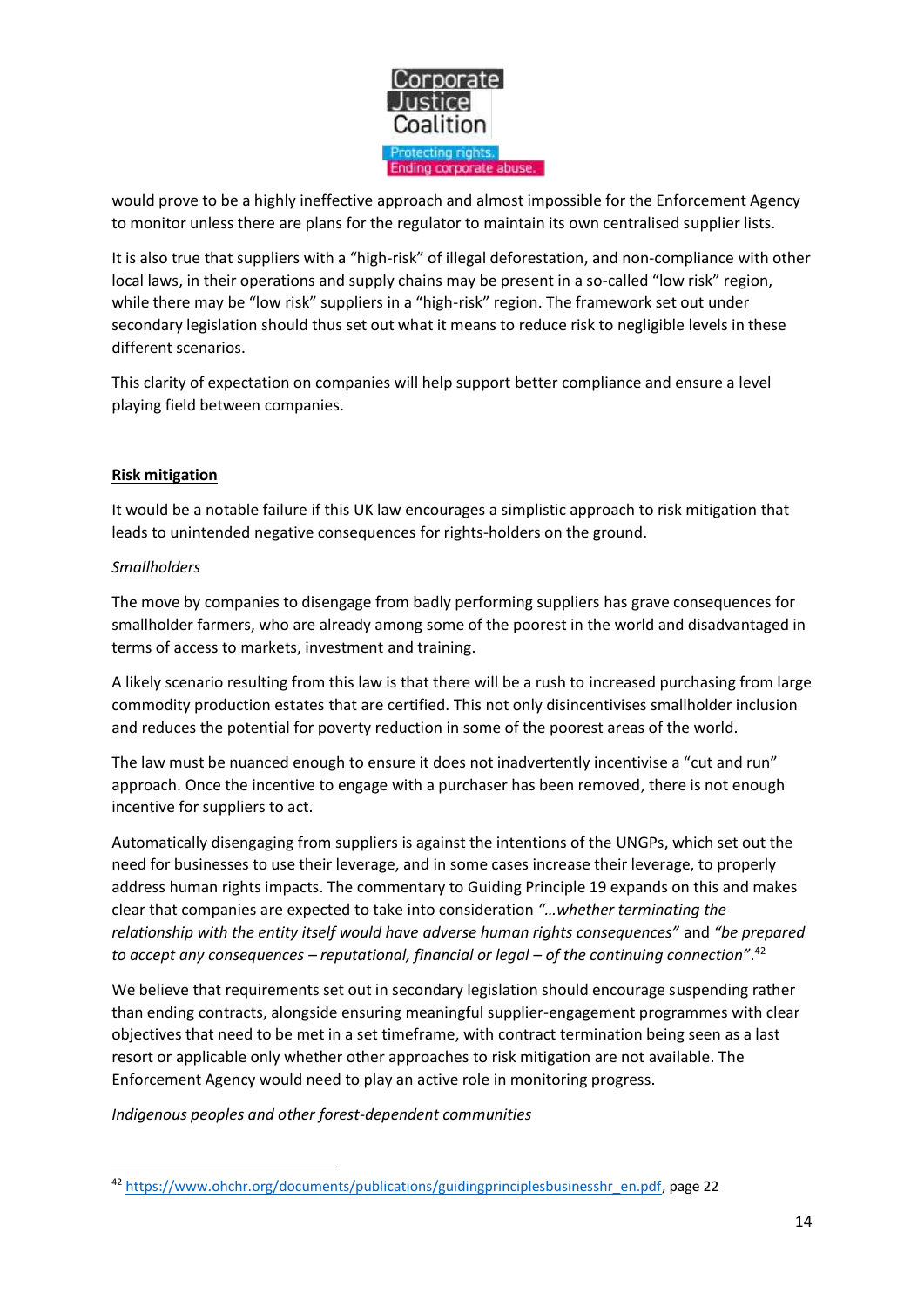would prove to be a highly ineffective approach and almost impossible for the Enforcement Agency to monitor unless there are plans for the regulator to maintain its own centralised supplier lists.

It is also true that suppliers with a "high-risk" of illegal deforestation, and non-compliance with other local laws, in their operations and supply chains may be present in a so-called "low risk" region, while there may be "low risk" suppliers in a "high-risk" region. The framework set out under secondary legislation should thus set out what it means to reduce risk to negligible levels in these different scenarios.

This clarity of expectation on companies will help support better compliance and ensure a level playing field between companies.

**Risk mitigation**

It would be a notable failure if this UK law encourages a simplistic approach to risk mitigation that leads to unintended negative consequences for rights-holders on the ground.

*Smallholders*

The move by companies to disengage from badly performing suppliers has grave consequences for smallholder farmers, who are already among some of the poorest in the world and disadvantaged in terms of access to markets, investment and training.

A likely scenario resulting from this law is that there will be a rush to increased purchasing from large commodity production estates that are certified. This not only disincentivises smallholder inclusion and reduces the potential for poverty reduction in some of the poorest areas of the world.

The law must be nuanced enough to ensure it does not inadvertently incentivise a "cut and run" approach. Once the incentive to engage with a purchaser has been removed, there is not enough incentive for suppliers to act.

Automatically disengaging from suppliers is against the intentions of the UNGPs, which set out the need for businesses to use their leverage, and in some cases increase their leverage, to properly address human rights impacts. The commentary to Guiding Principle 19 expands on this and makes clear that companies are expected to take into consideration *"…whether terminating the relationship with the entity itself would have adverse human rights consequences"* and *"be prepared to accept any consequences – reputational, financial or legal – of the continuing connection"*.[42]

We believe that requirements set out in secondary legislation should encourage suspending rather than ending contracts, alongside ensuring meaningful supplier-engagement programmes with clear objectives that need to be met in a set timeframe, with contract termination being seen as a last resort or applicable only whether other approaches to risk mitigation are not available. The Enforcement Agency would need to play an active role in monitoring progress.

*Indigenous peoples and other forest-dependent communities*

[42] https://www.ohchr.org/documents/publications/guidingprinciplesbusinesshr_en.pdf, page 22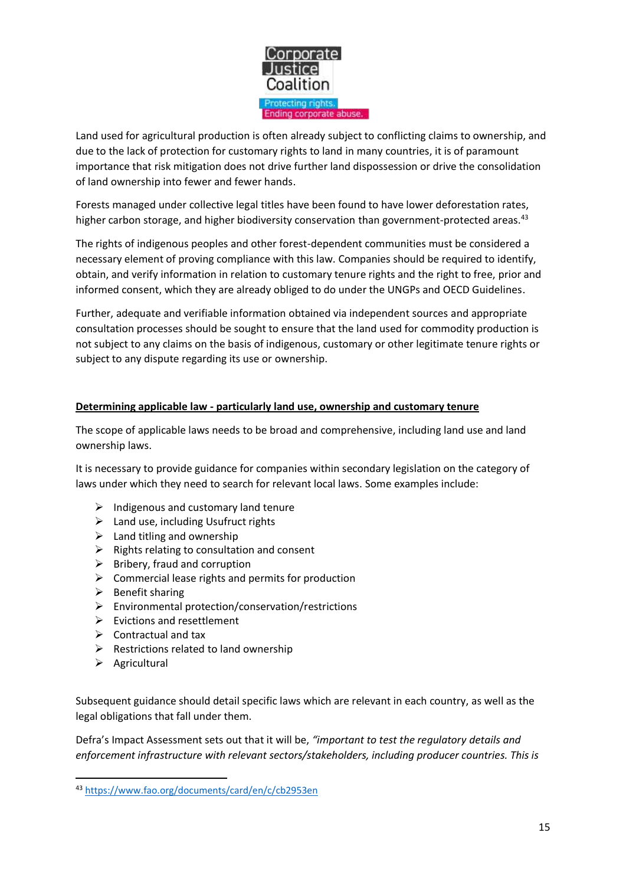Land used for agricultural production is often already subject to conflicting claims to ownership, and due to the lack of protection for customary rights to land in many countries, it is of paramount importance that risk mitigation does not drive further land dispossession or drive the consolidation of land ownership into fewer and fewer hands.

Forests managed under collective legal titles have been found to have lower deforestation rates, higher carbon storage, and higher biodiversity conservation than government-protected areas.[43]

The rights of indigenous peoples and other forest-dependent communities must be considered a necessary element of proving compliance with this law. Companies should be required to identify, obtain, and verify information in relation to customary tenure rights and the right to free, prior and informed consent, which they are already obliged to do under the UNGPs and OECD Guidelines.

Further, adequate and verifiable information obtained via independent sources and appropriate consultation processes should be sought to ensure that the land used for commodity production is not subject to any claims on the basis of indigenous, customary or other legitimate tenure rights or subject to any dispute regarding its use or ownership.

**Determining applicable law - particularly land use, ownership and customary tenure**

The scope of applicable laws needs to be broad and comprehensive, including land use and land ownership laws.

It is necessary to provide guidance for companies within secondary legislation on the category of laws under which they need to search for relevant local laws. Some examples include:

- Indigenous and customary land tenure
- Land use, including Usufruct rights
- Land titling and ownership
- Rights relating to consultation and consent
- Bribery, fraud and corruption
- Commercial lease rights and permits for production
- Benefit sharing
- Environmental protection/conservation/restrictions
- Evictions and resettlement
- Contractual and tax
- Restrictions related to land ownership
- Agricultural

Subsequent guidance should detail specific laws which are relevant in each country, as well as the legal obligations that fall under them.

Defra's Impact Assessment sets out that it will be, *"important to test the regulatory details and enforcement infrastructure with relevant sectors/stakeholders, including producer countries. This is*

[43] https://www.fao.org/documents/card/en/c/cb2953en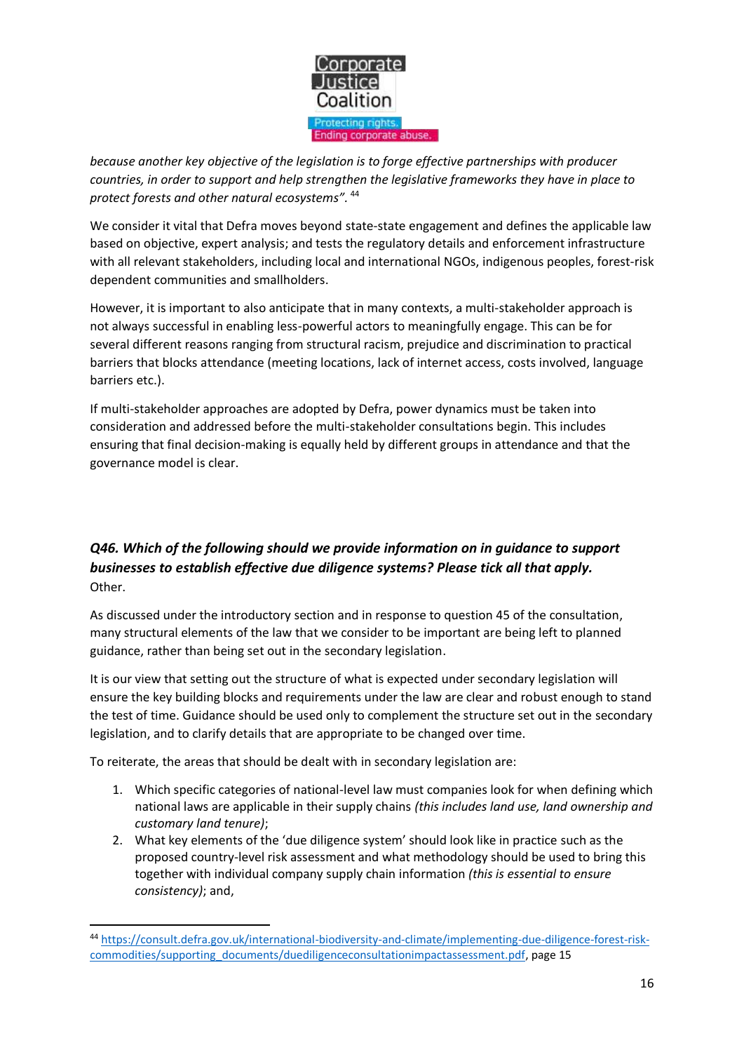*because another key objective of the legislation is to forge effective partnerships with producer countries, in order to support and help strengthen the legislative frameworks they have in place to protect forests and other natural ecosystems".* [44]

We consider it vital that Defra moves beyond state-state engagement and defines the applicable law based on objective, expert analysis; and tests the regulatory details and enforcement infrastructure with all relevant stakeholders, including local and international NGOs, indigenous peoples, forest-risk dependent communities and smallholders.

However, it is important to also anticipate that in many contexts, a multi-stakeholder approach is not always successful in enabling less-powerful actors to meaningfully engage. This can be for several different reasons ranging from structural racism, prejudice and discrimination to practical barriers that blocks attendance (meeting locations, lack of internet access, costs involved, language barriers etc.).

If multi-stakeholder approaches are adopted by Defra, power dynamics must be taken into consideration and addressed before the multi-stakeholder consultations begin. This includes ensuring that final decision-making is equally held by different groups in attendance and that the governance model is clear.

### *Q46. Which of the following should we provide information on in guidance to support businesses to establish effective due diligence systems? Please tick all that apply.*

Other.

As discussed under the introductory section and in response to question 45 of the consultation, many structural elements of the law that we consider to be important are being left to planned guidance, rather than being set out in the secondary legislation.

It is our view that setting out the structure of what is expected under secondary legislation will ensure the key building blocks and requirements under the law are clear and robust enough to stand the test of time. Guidance should be used only to complement the structure set out in the secondary legislation, and to clarify details that are appropriate to be changed over time.

To reiterate, the areas that should be dealt with in secondary legislation are:

1. Which specific categories of national-level law must companies look for when defining which national laws are applicable in their supply chains *(this includes land use, land ownership and customary land tenure)*;
2. What key elements of the 'due diligence system' should look like in practice such as the proposed country-level risk assessment and what methodology should be used to bring this together with individual company supply chain information *(this is essential to ensure consistency)*; and,

---

[44] https://consult.defra.gov.uk/international-biodiversity-and-climate/implementing-due-diligence-forest-risk-commodities/supporting_documents/duediligenceconsultationimpactassessment.pdf, page 15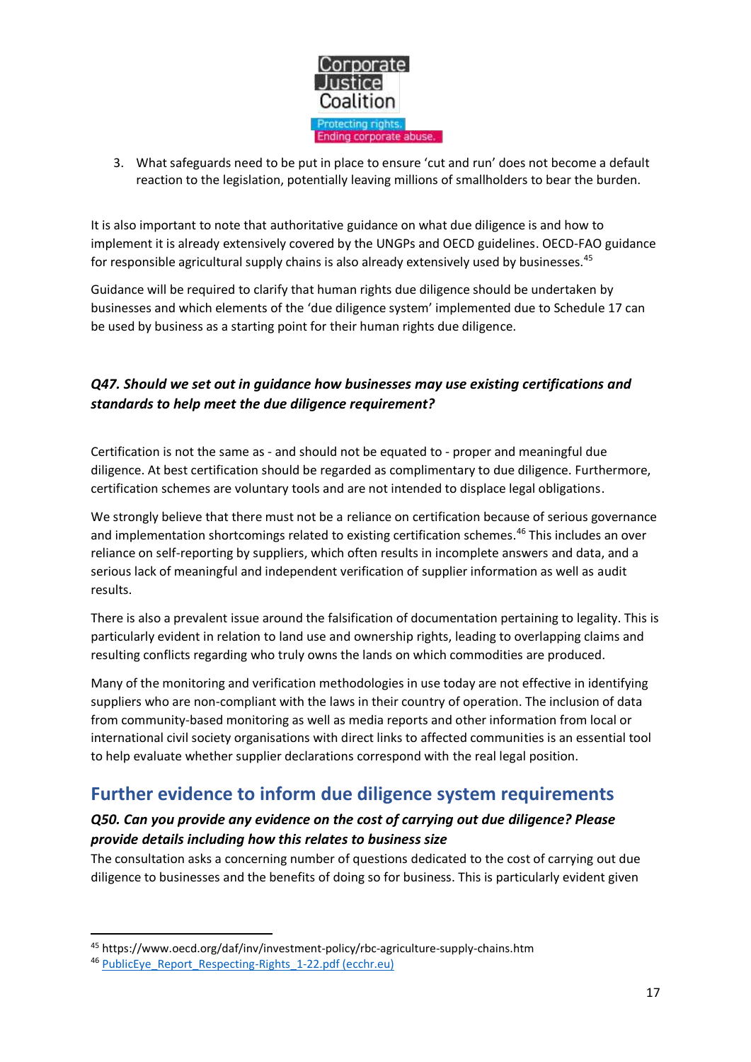3. What safeguards need to be put in place to ensure 'cut and run' does not become a default reaction to the legislation, potentially leaving millions of smallholders to bear the burden.

It is also important to note that authoritative guidance on what due diligence is and how to implement it is already extensively covered by the UNGPs and OECD guidelines. OECD-FAO guidance for responsible agricultural supply chains is also already extensively used by businesses.[45]

Guidance will be required to clarify that human rights due diligence should be undertaken by businesses and which elements of the 'due diligence system' implemented due to Schedule 17 can be used by business as a starting point for their human rights due diligence.

***Q47. Should we set out in guidance how businesses may use existing certifications and standards to help meet the due diligence requirement?***

Certification is not the same as - and should not be equated to - proper and meaningful due diligence. At best certification should be regarded as complimentary to due diligence. Furthermore, certification schemes are voluntary tools and are not intended to displace legal obligations.

We strongly believe that there must not be a reliance on certification because of serious governance and implementation shortcomings related to existing certification schemes.[46] This includes an over reliance on self-reporting by suppliers, which often results in incomplete answers and data, and a serious lack of meaningful and independent verification of supplier information as well as audit results.

There is also a prevalent issue around the falsification of documentation pertaining to legality. This is particularly evident in relation to land use and ownership rights, leading to overlapping claims and resulting conflicts regarding who truly owns the lands on which commodities are produced.

Many of the monitoring and verification methodologies in use today are not effective in identifying suppliers who are non-compliant with the laws in their country of operation. The inclusion of data from community-based monitoring as well as media reports and other information from local or international civil society organisations with direct links to affected communities is an essential tool to help evaluate whether supplier declarations correspond with the real legal position.

## Further evidence to inform due diligence system requirements

### *Q50. Can you provide any evidence on the cost of carrying out due diligence? Please provide details including how this relates to business size*

The consultation asks a concerning number of questions dedicated to the cost of carrying out due diligence to businesses and the benefits of doing so for business. This is particularly evident given

---

[45] https://www.oecd.org/daf/inv/investment-policy/rbc-agriculture-supply-chains.htm

[46] PublicEye_Report_Respecting-Rights_1-22.pdf (ecchr.eu)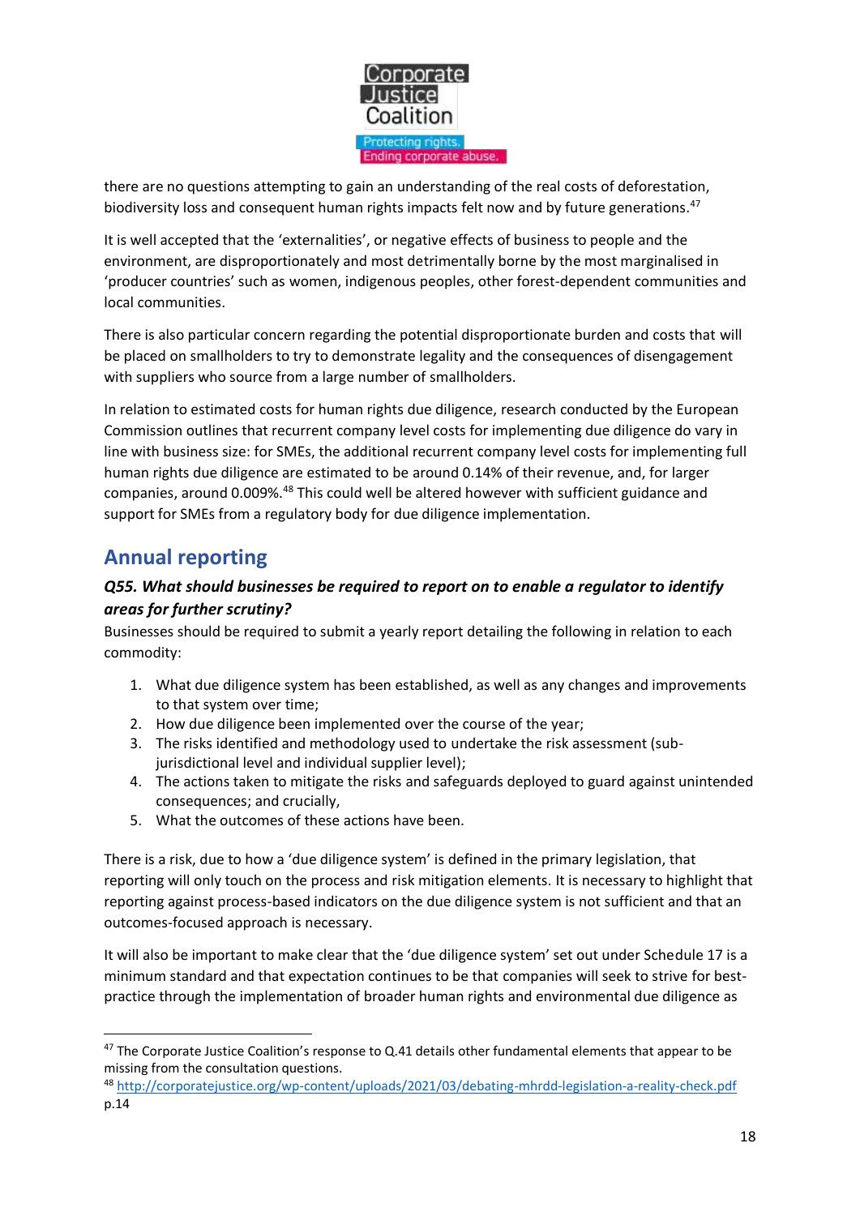there are no questions attempting to gain an understanding of the real costs of deforestation, biodiversity loss and consequent human rights impacts felt now and by future generations.[47]

It is well accepted that the 'externalities', or negative effects of business to people and the environment, are disproportionately and most detrimentally borne by the most marginalised in 'producer countries' such as women, indigenous peoples, other forest-dependent communities and local communities.

There is also particular concern regarding the potential disproportionate burden and costs that will be placed on smallholders to try to demonstrate legality and the consequences of disengagement with suppliers who source from a large number of smallholders.

In relation to estimated costs for human rights due diligence, research conducted by the European Commission outlines that recurrent company level costs for implementing due diligence do vary in line with business size: for SMEs, the additional recurrent company level costs for implementing full human rights due diligence are estimated to be around 0.14% of their revenue, and, for larger companies, around 0.009%.[48] This could well be altered however with sufficient guidance and support for SMEs from a regulatory body for due diligence implementation.

## Annual reporting

### *Q55. What should businesses be required to report on to enable a regulator to identify areas for further scrutiny?*

Businesses should be required to submit a yearly report detailing the following in relation to each commodity:

1. What due diligence system has been established, as well as any changes and improvements to that system over time;
2. How due diligence been implemented over the course of the year;
3. The risks identified and methodology used to undertake the risk assessment (sub-jurisdictional level and individual supplier level);
4. The actions taken to mitigate the risks and safeguards deployed to guard against unintended consequences; and crucially,
5. What the outcomes of these actions have been.

There is a risk, due to how a 'due diligence system' is defined in the primary legislation, that reporting will only touch on the process and risk mitigation elements. It is necessary to highlight that reporting against process-based indicators on the due diligence system is not sufficient and that an outcomes-focused approach is necessary.

It will also be important to make clear that the 'due diligence system' set out under Schedule 17 is a minimum standard and that expectation continues to be that companies will seek to strive for best-practice through the implementation of broader human rights and environmental due diligence as

---

[47] The Corporate Justice Coalition's response to Q.41 details other fundamental elements that appear to be missing from the consultation questions.

[48] http://corporatejustice.org/wp-content/uploads/2021/03/debating-mhrdd-legislation-a-reality-check.pdf p.14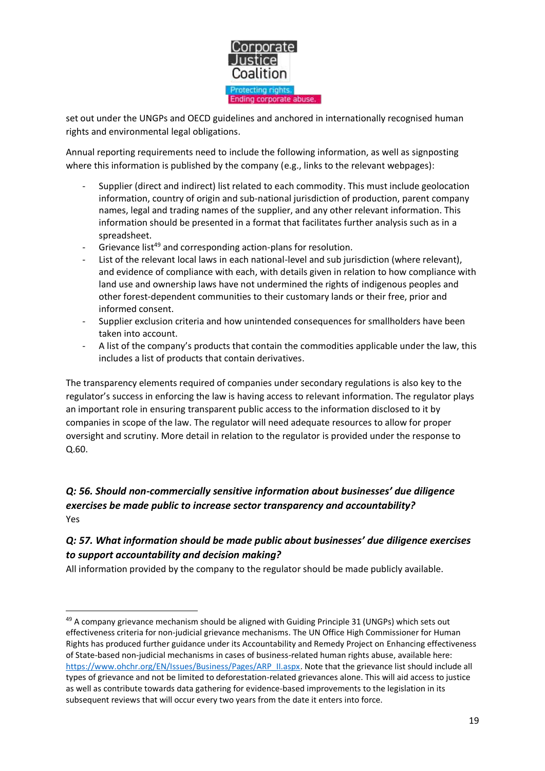set out under the UNGPs and OECD guidelines and anchored in internationally recognised human rights and environmental legal obligations.

Annual reporting requirements need to include the following information, as well as signposting where this information is published by the company (e.g., links to the relevant webpages):

- Supplier (direct and indirect) list related to each commodity. This must include geolocation information, country of origin and sub-national jurisdiction of production, parent company names, legal and trading names of the supplier, and any other relevant information. This information should be presented in a format that facilitates further analysis such as in a spreadsheet.
- Grievance list[49] and corresponding action-plans for resolution.
- List of the relevant local laws in each national-level and sub jurisdiction (where relevant), and evidence of compliance with each, with details given in relation to how compliance with land use and ownership laws have not undermined the rights of indigenous peoples and other forest-dependent communities to their customary lands or their free, prior and informed consent.
- Supplier exclusion criteria and how unintended consequences for smallholders have been taken into account.
- A list of the company's products that contain the commodities applicable under the law, this includes a list of products that contain derivatives.

The transparency elements required of companies under secondary regulations is also key to the regulator's success in enforcing the law is having access to relevant information. The regulator plays an important role in ensuring transparent public access to the information disclosed to it by companies in scope of the law. The regulator will need adequate resources to allow for proper oversight and scrutiny. More detail in relation to the regulator is provided under the response to Q.60.

### *Q: 56. Should non-commercially sensitive information about businesses' due diligence exercises be made public to increase sector transparency and accountability?*

Yes

### *Q: 57. What information should be made public about businesses' due diligence exercises to support accountability and decision making?*

All information provided by the company to the regulator should be made publicly available.

---

[49] A company grievance mechanism should be aligned with Guiding Principle 31 (UNGPs) which sets out effectiveness criteria for non-judicial grievance mechanisms. The UN Office High Commissioner for Human Rights has produced further guidance under its Accountability and Remedy Project on Enhancing effectiveness of State-based non-judicial mechanisms in cases of business-related human rights abuse, available here: https://www.ohchr.org/EN/Issues/Business/Pages/ARP_II.aspx. Note that the grievance list should include all types of grievance and not be limited to deforestation-related grievances alone. This will aid access to justice as well as contribute towards data gathering for evidence-based improvements to the legislation in its subsequent reviews that will occur every two years from the date it enters into force.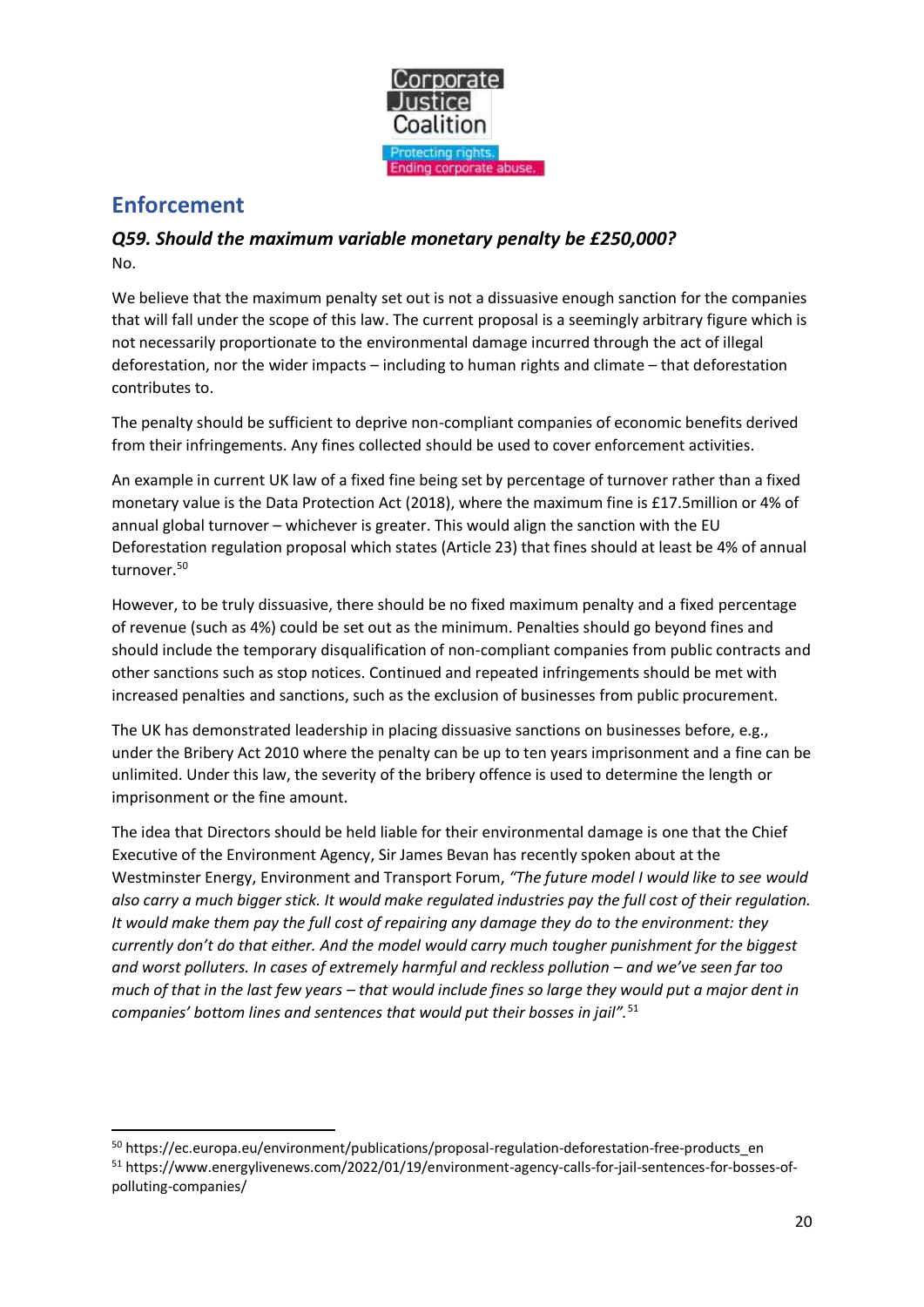## Enforcement

### *Q59. Should the maximum variable monetary penalty be £250,000?*

No.

We believe that the maximum penalty set out is not a dissuasive enough sanction for the companies that will fall under the scope of this law. The current proposal is a seemingly arbitrary figure which is not necessarily proportionate to the environmental damage incurred through the act of illegal deforestation, nor the wider impacts – including to human rights and climate – that deforestation contributes to.

The penalty should be sufficient to deprive non-compliant companies of economic benefits derived from their infringements. Any fines collected should be used to cover enforcement activities.

An example in current UK law of a fixed fine being set by percentage of turnover rather than a fixed monetary value is the Data Protection Act (2018), where the maximum fine is £17.5million or 4% of annual global turnover – whichever is greater. This would align the sanction with the EU Deforestation regulation proposal which states (Article 23) that fines should at least be 4% of annual turnover.[50]

However, to be truly dissuasive, there should be no fixed maximum penalty and a fixed percentage of revenue (such as 4%) could be set out as the minimum. Penalties should go beyond fines and should include the temporary disqualification of non-compliant companies from public contracts and other sanctions such as stop notices. Continued and repeated infringements should be met with increased penalties and sanctions, such as the exclusion of businesses from public procurement.

The UK has demonstrated leadership in placing dissuasive sanctions on businesses before, e.g., under the Bribery Act 2010 where the penalty can be up to ten years imprisonment and a fine can be unlimited. Under this law, the severity of the bribery offence is used to determine the length or imprisonment or the fine amount.

The idea that Directors should be held liable for their environmental damage is one that the Chief Executive of the Environment Agency, Sir James Bevan has recently spoken about at the Westminster Energy, Environment and Transport Forum, *"The future model I would like to see would also carry a much bigger stick. It would make regulated industries pay the full cost of their regulation. It would make them pay the full cost of repairing any damage they do to the environment: they currently don't do that either. And the model would carry much tougher punishment for the biggest and worst polluters. In cases of extremely harmful and reckless pollution – and we've seen far too much of that in the last few years – that would include fines so large they would put a major dent in companies' bottom lines and sentences that would put their bosses in jail".*[51]

---

[50] https://ec.europa.eu/environment/publications/proposal-regulation-deforestation-free-products_en

[51] https://www.energylivenews.com/2022/01/19/environment-agency-calls-for-jail-sentences-for-bosses-of-polluting-companies/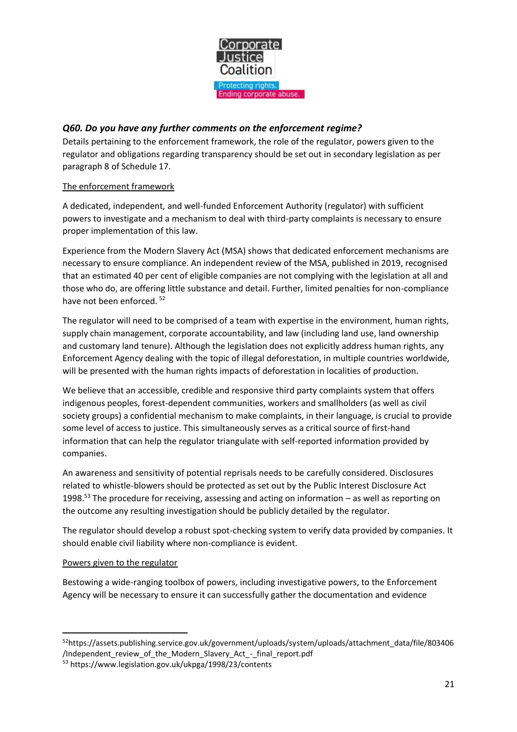### *Q60. Do you have any further comments on the enforcement regime?*

Details pertaining to the enforcement framework, the role of the regulator, powers given to the regulator and obligations regarding transparency should be set out in secondary legislation as per paragraph 8 of Schedule 17.

The enforcement framework

A dedicated, independent, and well-funded Enforcement Authority (regulator) with sufficient powers to investigate and a mechanism to deal with third-party complaints is necessary to ensure proper implementation of this law.

Experience from the Modern Slavery Act (MSA) shows that dedicated enforcement mechanisms are necessary to ensure compliance. An independent review of the MSA, published in 2019, recognised that an estimated 40 per cent of eligible companies are not complying with the legislation at all and those who do, are offering little substance and detail. Further, limited penalties for non-compliance have not been enforced. [52]

The regulator will need to be comprised of a team with expertise in the environment, human rights, supply chain management, corporate accountability, and law (including land use, land ownership and customary land tenure). Although the legislation does not explicitly address human rights, any Enforcement Agency dealing with the topic of illegal deforestation, in multiple countries worldwide, will be presented with the human rights impacts of deforestation in localities of production.

We believe that an accessible, credible and responsive third party complaints system that offers indigenous peoples, forest-dependent communities, workers and smallholders (as well as civil society groups) a confidential mechanism to make complaints, in their language, is crucial to provide some level of access to justice. This simultaneously serves as a critical source of first-hand information that can help the regulator triangulate with self-reported information provided by companies.

An awareness and sensitivity of potential reprisals needs to be carefully considered. Disclosures related to whistle-blowers should be protected as set out by the Public Interest Disclosure Act 1998.[53] The procedure for receiving, assessing and acting on information – as well as reporting on the outcome any resulting investigation should be publicly detailed by the regulator.

The regulator should develop a robust spot-checking system to verify data provided by companies. It should enable civil liability where non-compliance is evident.

Powers given to the regulator

Bestowing a wide-ranging toolbox of powers, including investigative powers, to the Enforcement Agency will be necessary to ensure it can successfully gather the documentation and evidence

---

[52] https://assets.publishing.service.gov.uk/government/uploads/system/uploads/attachment_data/file/803406/Independent_review_of_the_Modern_Slavery_Act_-_final_report.pdf

[53] https://www.legislation.gov.uk/ukpga/1998/23/contents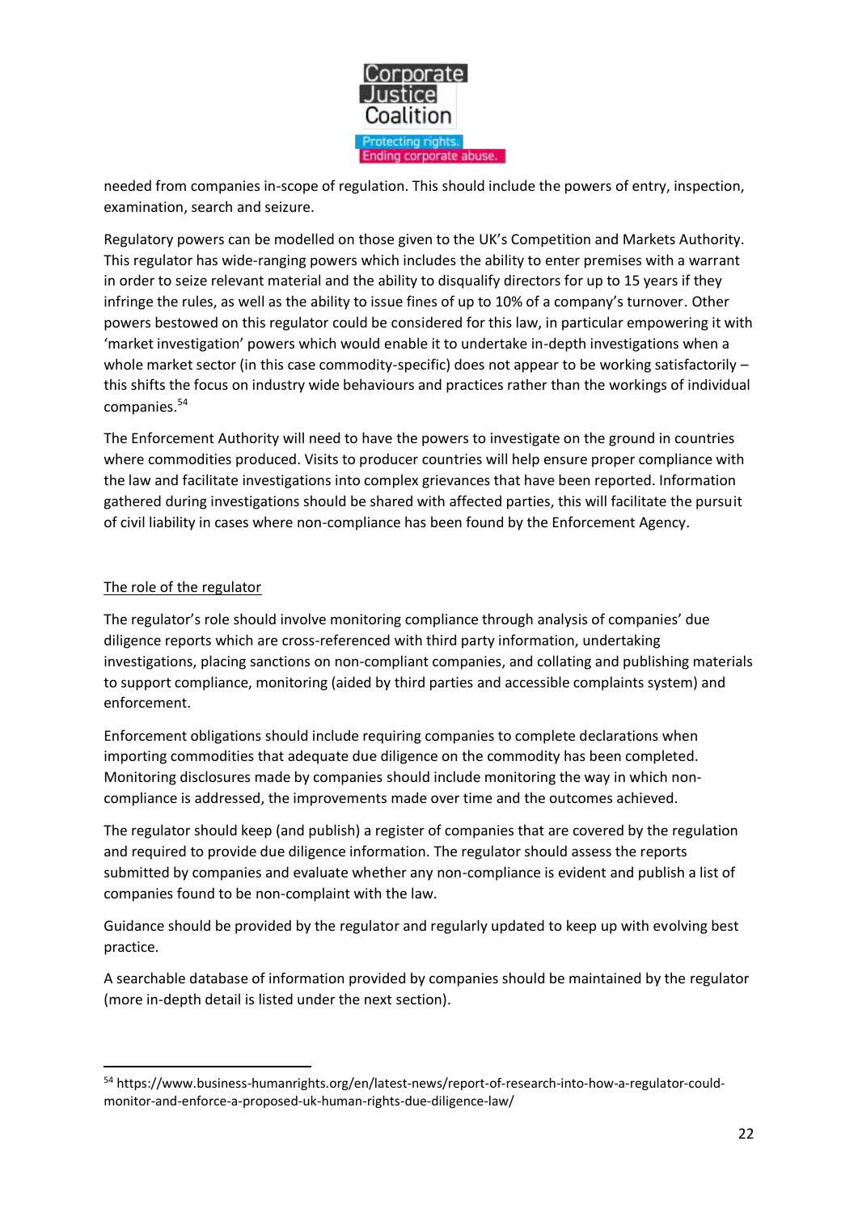needed from companies in-scope of regulation. This should include the powers of entry, inspection, examination, search and seizure.

Regulatory powers can be modelled on those given to the UK's Competition and Markets Authority. This regulator has wide-ranging powers which includes the ability to enter premises with a warrant in order to seize relevant material and the ability to disqualify directors for up to 15 years if they infringe the rules, as well as the ability to issue fines of up to 10% of a company's turnover. Other powers bestowed on this regulator could be considered for this law, in particular empowering it with 'market investigation' powers which would enable it to undertake in-depth investigations when a whole market sector (in this case commodity-specific) does not appear to be working satisfactorily – this shifts the focus on industry wide behaviours and practices rather than the workings of individual companies.[54]

The Enforcement Authority will need to have the powers to investigate on the ground in countries where commodities produced. Visits to producer countries will help ensure proper compliance with the law and facilitate investigations into complex grievances that have been reported. Information gathered during investigations should be shared with affected parties, this will facilitate the pursuit of civil liability in cases where non-compliance has been found by the Enforcement Agency.

<u>The role of the regulator</u>

The regulator's role should involve monitoring compliance through analysis of companies' due diligence reports which are cross-referenced with third party information, undertaking investigations, placing sanctions on non-compliant companies, and collating and publishing materials to support compliance, monitoring (aided by third parties and accessible complaints system) and enforcement.

Enforcement obligations should include requiring companies to complete declarations when importing commodities that adequate due diligence on the commodity has been completed. Monitoring disclosures made by companies should include monitoring the way in which non-compliance is addressed, the improvements made over time and the outcomes achieved.

The regulator should keep (and publish) a register of companies that are covered by the regulation and required to provide due diligence information. The regulator should assess the reports submitted by companies and evaluate whether any non-compliance is evident and publish a list of companies found to be non-complaint with the law.

Guidance should be provided by the regulator and regularly updated to keep up with evolving best practice.

A searchable database of information provided by companies should be maintained by the regulator (more in-depth detail is listed under the next section).

---

[54] https://www.business-humanrights.org/en/latest-news/report-of-research-into-how-a-regulator-could-monitor-and-enforce-a-proposed-uk-human-rights-due-diligence-law/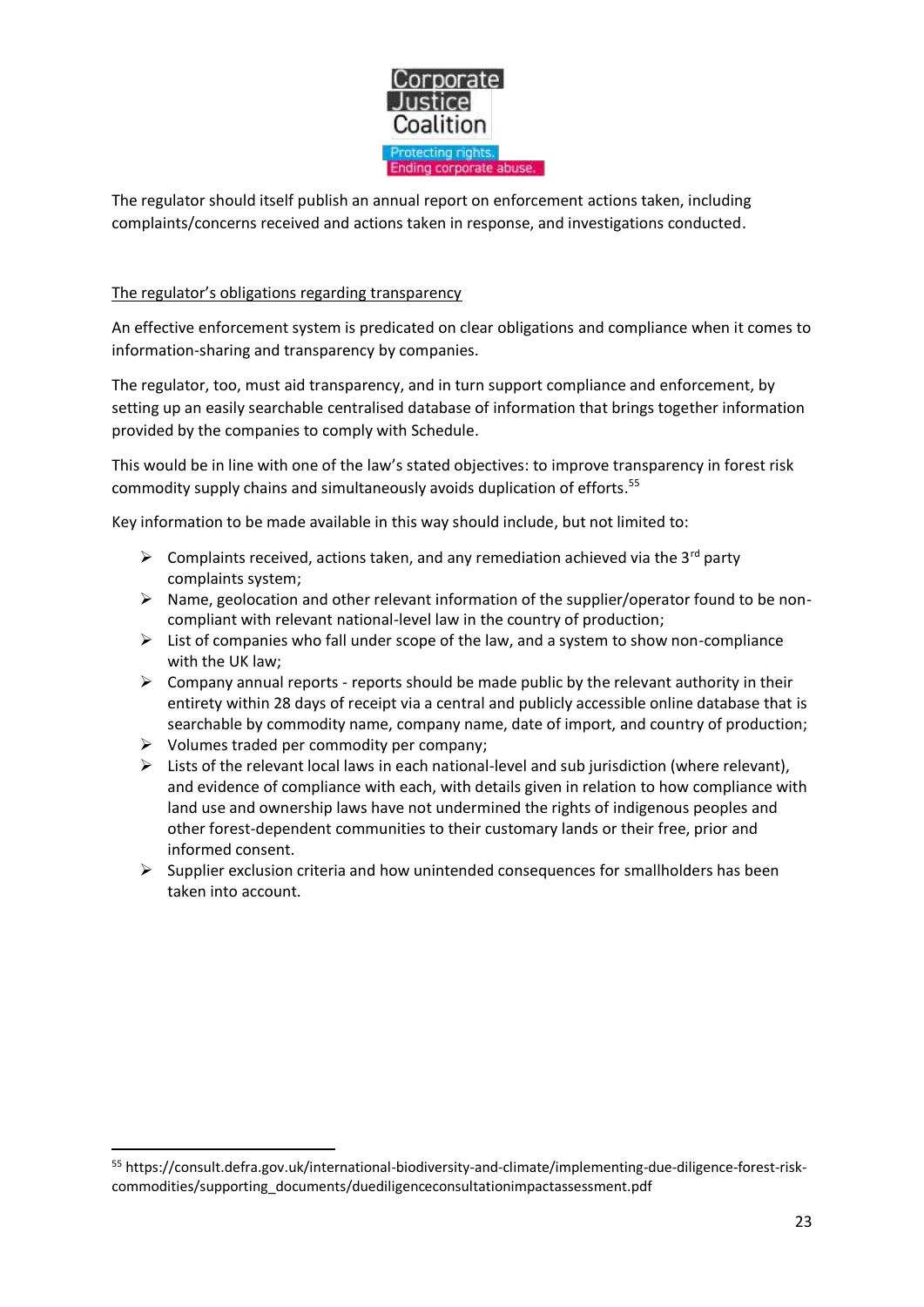The regulator should itself publish an annual report on enforcement actions taken, including complaints/concerns received and actions taken in response, and investigations conducted.

The regulator's obligations regarding transparency

An effective enforcement system is predicated on clear obligations and compliance when it comes to information-sharing and transparency by companies.

The regulator, too, must aid transparency, and in turn support compliance and enforcement, by setting up an easily searchable centralised database of information that brings together information provided by the companies to comply with Schedule.

This would be in line with one of the law's stated objectives: to improve transparency in forest risk commodity supply chains and simultaneously avoids duplication of efforts.[55]

Key information to be made available in this way should include, but not limited to:

- Complaints received, actions taken, and any remediation achieved via the 3rd party complaints system;
- Name, geolocation and other relevant information of the supplier/operator found to be non-compliant with relevant national-level law in the country of production;
- List of companies who fall under scope of the law, and a system to show non-compliance with the UK law;
- Company annual reports - reports should be made public by the relevant authority in their entirety within 28 days of receipt via a central and publicly accessible online database that is searchable by commodity name, company name, date of import, and country of production;
- Volumes traded per commodity per company;
- Lists of the relevant local laws in each national-level and sub jurisdiction (where relevant), and evidence of compliance with each, with details given in relation to how compliance with land use and ownership laws have not undermined the rights of indigenous peoples and other forest-dependent communities to their customary lands or their free, prior and informed consent.
- Supplier exclusion criteria and how unintended consequences for smallholders has been taken into account.

[55] https://consult.defra.gov.uk/international-biodiversity-and-climate/implementing-due-diligence-forest-risk-commodities/supporting_documents/duediligenceconsultationimpactassessment.pdf